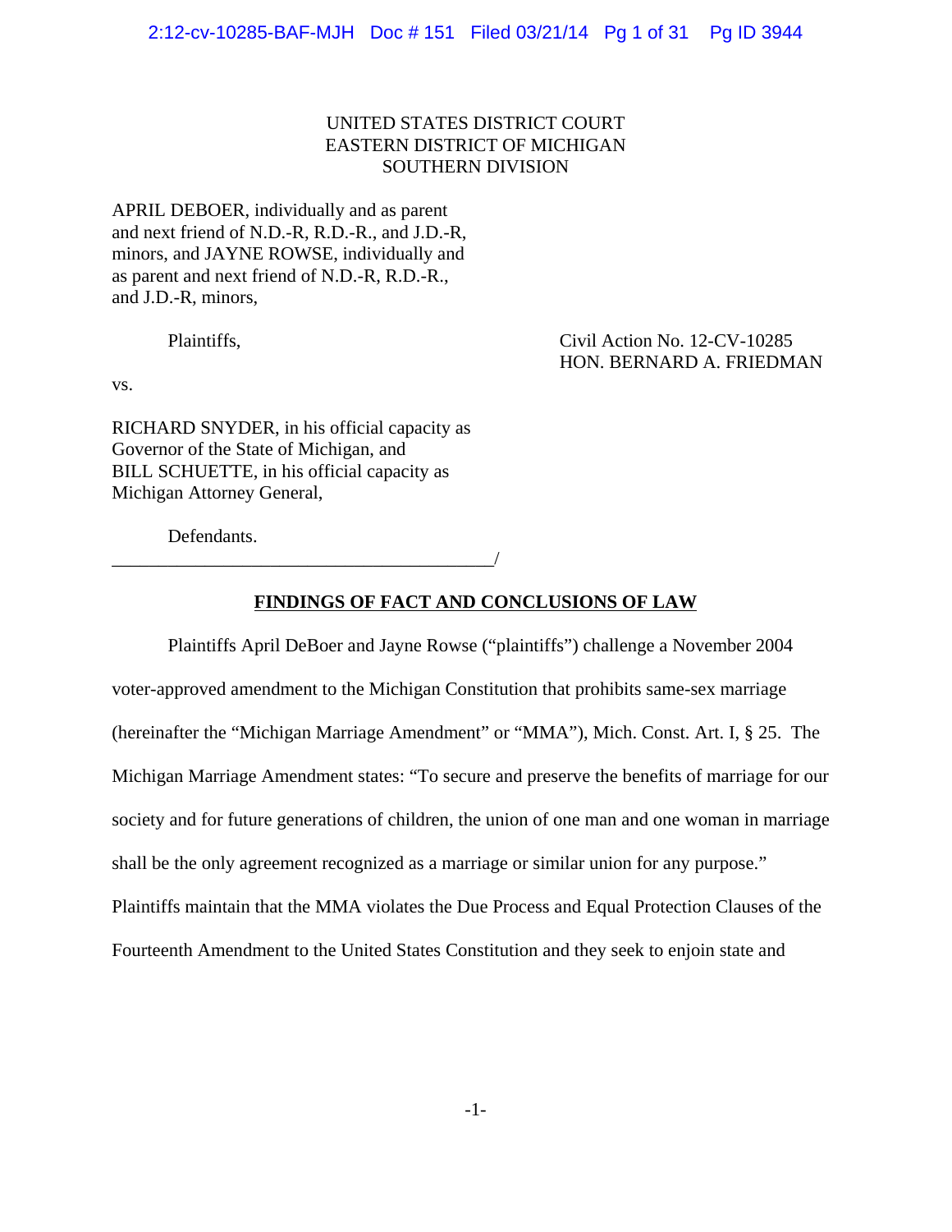UNITED STATES DISTRICT COURT
EASTERN DISTRICT OF MICHIGAN
SOUTHERN DIVISION

APRIL DEBOER, individually and as parent and next friend of N.D.-R, R.D.-R., and J.D.-R, minors, and JAYNE ROWSE, individually and as parent and next friend of N.D.-R, R.D.-R., and J.D.-R, minors,

Plaintiffs,

Civil Action No. 12-CV-10285
HON. BERNARD A. FRIEDMAN

vs.

RICHARD SNYDER, in his official capacity as Governor of the State of Michigan, and BILL SCHUETTE, in his official capacity as Michigan Attorney General,

Defendants.

_______________________________________/

**FINDINGS OF FACT AND CONCLUSIONS OF LAW**

Plaintiffs April DeBoer and Jayne Rowse ("plaintiffs") challenge a November 2004 voter-approved amendment to the Michigan Constitution that prohibits same-sex marriage (hereinafter the "Michigan Marriage Amendment" or "MMA"), Mich. Const. Art. I, § 25. The Michigan Marriage Amendment states: "To secure and preserve the benefits of marriage for our society and for future generations of children, the union of one man and one woman in marriage shall be the only agreement recognized as a marriage or similar union for any purpose." Plaintiffs maintain that the MMA violates the Due Process and Equal Protection Clauses of the Fourteenth Amendment to the United States Constitution and they seek to enjoin state and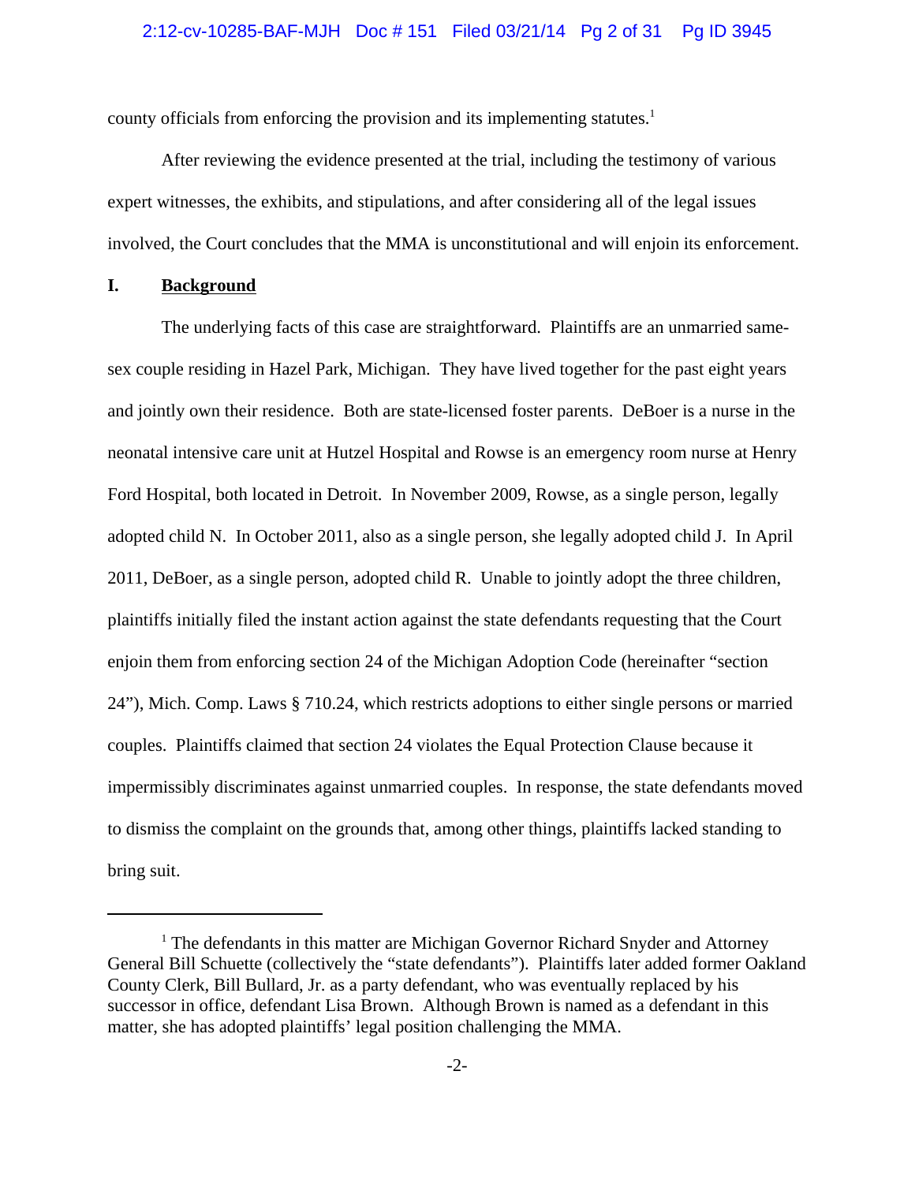county officials from enforcing the provision and its implementing statutes.[1]

After reviewing the evidence presented at the trial, including the testimony of various expert witnesses, the exhibits, and stipulations, and after considering all of the legal issues involved, the Court concludes that the MMA is unconstitutional and will enjoin its enforcement.

## I. Background

The underlying facts of this case are straightforward. Plaintiffs are an unmarried same-sex couple residing in Hazel Park, Michigan. They have lived together for the past eight years and jointly own their residence. Both are state-licensed foster parents. DeBoer is a nurse in the neonatal intensive care unit at Hutzel Hospital and Rowse is an emergency room nurse at Henry Ford Hospital, both located in Detroit. In November 2009, Rowse, as a single person, legally adopted child N. In October 2011, also as a single person, she legally adopted child J. In April 2011, DeBoer, as a single person, adopted child R. Unable to jointly adopt the three children, plaintiffs initially filed the instant action against the state defendants requesting that the Court enjoin them from enforcing section 24 of the Michigan Adoption Code (hereinafter "section 24"), Mich. Comp. Laws § 710.24, which restricts adoptions to either single persons or married couples. Plaintiffs claimed that section 24 violates the Equal Protection Clause because it impermissibly discriminates against unmarried couples. In response, the state defendants moved to dismiss the complaint on the grounds that, among other things, plaintiffs lacked standing to bring suit.

---

[1] The defendants in this matter are Michigan Governor Richard Snyder and Attorney General Bill Schuette (collectively the "state defendants"). Plaintiffs later added former Oakland County Clerk, Bill Bullard, Jr. as a party defendant, who was eventually replaced by his successor in office, defendant Lisa Brown. Although Brown is named as a defendant in this matter, she has adopted plaintiffs' legal position challenging the MMA.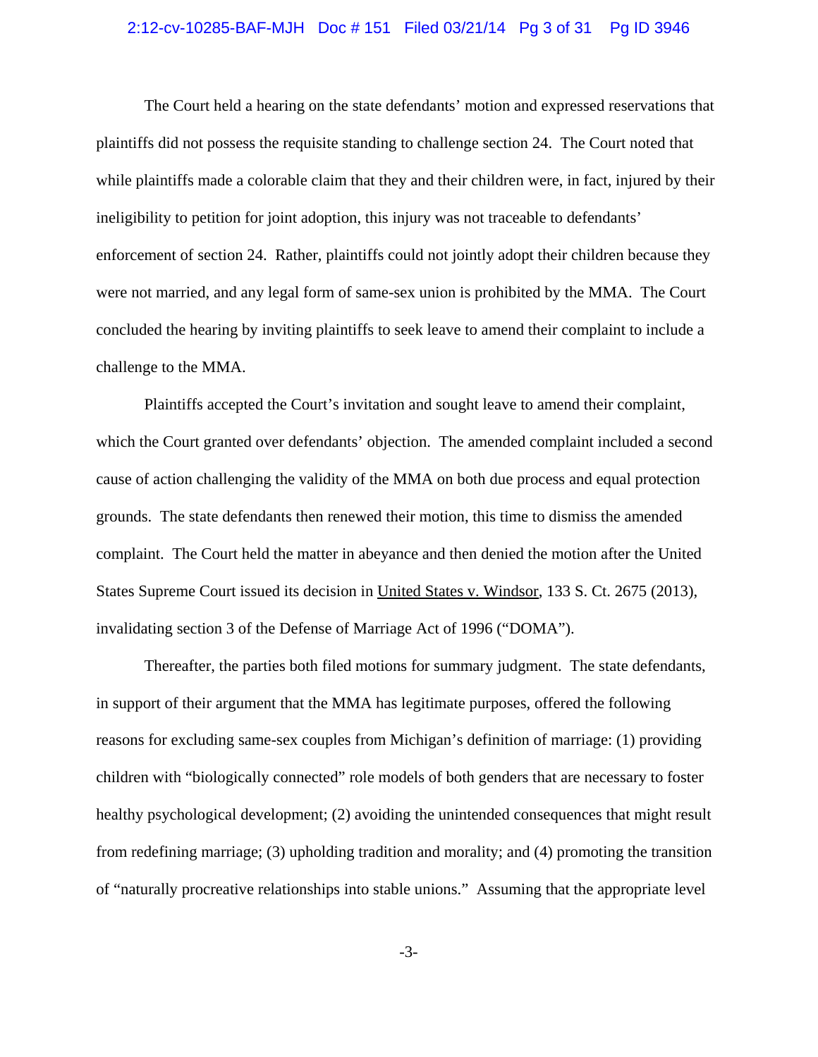The Court held a hearing on the state defendants' motion and expressed reservations that plaintiffs did not possess the requisite standing to challenge section 24. The Court noted that while plaintiffs made a colorable claim that they and their children were, in fact, injured by their ineligibility to petition for joint adoption, this injury was not traceable to defendants' enforcement of section 24. Rather, plaintiffs could not jointly adopt their children because they were not married, and any legal form of same-sex union is prohibited by the MMA. The Court concluded the hearing by inviting plaintiffs to seek leave to amend their complaint to include a challenge to the MMA.

Plaintiffs accepted the Court's invitation and sought leave to amend their complaint, which the Court granted over defendants' objection. The amended complaint included a second cause of action challenging the validity of the MMA on both due process and equal protection grounds. The state defendants then renewed their motion, this time to dismiss the amended complaint. The Court held the matter in abeyance and then denied the motion after the United States Supreme Court issued its decision in United States v. Windsor, 133 S. Ct. 2675 (2013), invalidating section 3 of the Defense of Marriage Act of 1996 ("DOMA").

Thereafter, the parties both filed motions for summary judgment. The state defendants, in support of their argument that the MMA has legitimate purposes, offered the following reasons for excluding same-sex couples from Michigan's definition of marriage: (1) providing children with "biologically connected" role models of both genders that are necessary to foster healthy psychological development; (2) avoiding the unintended consequences that might result from redefining marriage; (3) upholding tradition and morality; and (4) promoting the transition of "naturally procreative relationships into stable unions." Assuming that the appropriate level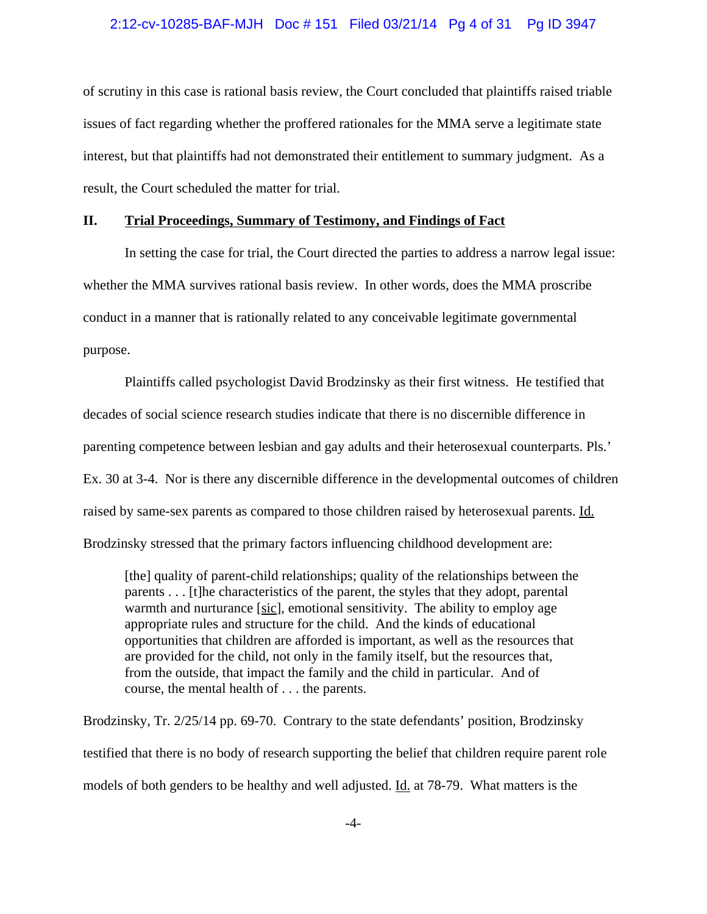of scrutiny in this case is rational basis review, the Court concluded that plaintiffs raised triable issues of fact regarding whether the proffered rationales for the MMA serve a legitimate state interest, but that plaintiffs had not demonstrated their entitlement to summary judgment. As a result, the Court scheduled the matter for trial.

## II. Trial Proceedings, Summary of Testimony, and Findings of Fact

In setting the case for trial, the Court directed the parties to address a narrow legal issue: whether the MMA survives rational basis review. In other words, does the MMA proscribe conduct in a manner that is rationally related to any conceivable legitimate governmental purpose.

Plaintiffs called psychologist David Brodzinsky as their first witness. He testified that decades of social science research studies indicate that there is no discernible difference in parenting competence between lesbian and gay adults and their heterosexual counterparts. Pls.' Ex. 30 at 3-4. Nor is there any discernible difference in the developmental outcomes of children raised by same-sex parents as compared to those children raised by heterosexual parents. Id. Brodzinsky stressed that the primary factors influencing childhood development are:

> [the] quality of parent-child relationships; quality of the relationships between the parents . . . [t]he characteristics of the parent, the styles that they adopt, parental warmth and nurturance [sic], emotional sensitivity. The ability to employ age appropriate rules and structure for the child. And the kinds of educational opportunities that children are afforded is important, as well as the resources that are provided for the child, not only in the family itself, but the resources that, from the outside, that impact the family and the child in particular. And of course, the mental health of . . . the parents.

Brodzinsky, Tr. 2/25/14 pp. 69-70. Contrary to the state defendants' position, Brodzinsky testified that there is no body of research supporting the belief that children require parent role models of both genders to be healthy and well adjusted. Id. at 78-79. What matters is the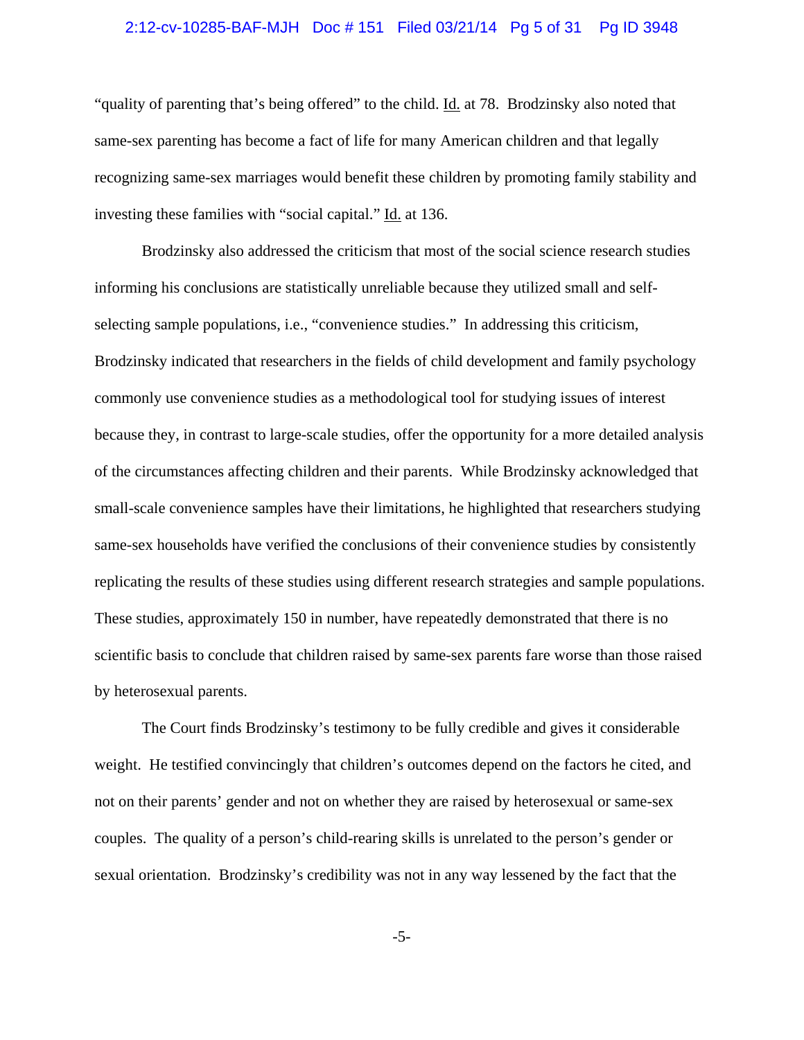"quality of parenting that's being offered" to the child. Id. at 78. Brodzinsky also noted that same-sex parenting has become a fact of life for many American children and that legally recognizing same-sex marriages would benefit these children by promoting family stability and investing these families with "social capital." Id. at 136.

Brodzinsky also addressed the criticism that most of the social science research studies informing his conclusions are statistically unreliable because they utilized small and self-selecting sample populations, i.e., "convenience studies." In addressing this criticism, Brodzinsky indicated that researchers in the fields of child development and family psychology commonly use convenience studies as a methodological tool for studying issues of interest because they, in contrast to large-scale studies, offer the opportunity for a more detailed analysis of the circumstances affecting children and their parents. While Brodzinsky acknowledged that small-scale convenience samples have their limitations, he highlighted that researchers studying same-sex households have verified the conclusions of their convenience studies by consistently replicating the results of these studies using different research strategies and sample populations. These studies, approximately 150 in number, have repeatedly demonstrated that there is no scientific basis to conclude that children raised by same-sex parents fare worse than those raised by heterosexual parents.

The Court finds Brodzinsky's testimony to be fully credible and gives it considerable weight. He testified convincingly that children's outcomes depend on the factors he cited, and not on their parents' gender and not on whether they are raised by heterosexual or same-sex couples. The quality of a person's child-rearing skills is unrelated to the person's gender or sexual orientation. Brodzinsky's credibility was not in any way lessened by the fact that the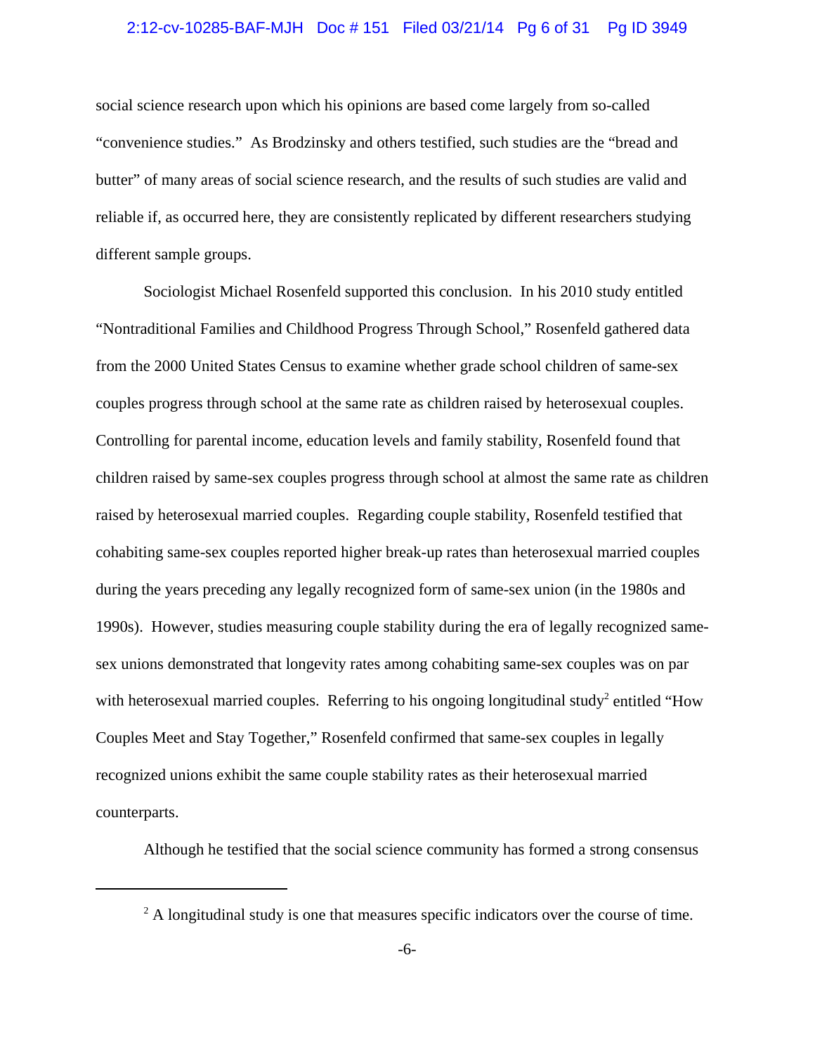social science research upon which his opinions are based come largely from so-called "convenience studies." As Brodzinsky and others testified, such studies are the "bread and butter" of many areas of social science research, and the results of such studies are valid and reliable if, as occurred here, they are consistently replicated by different researchers studying different sample groups.

Sociologist Michael Rosenfeld supported this conclusion. In his 2010 study entitled "Nontraditional Families and Childhood Progress Through School," Rosenfeld gathered data from the 2000 United States Census to examine whether grade school children of same-sex couples progress through school at the same rate as children raised by heterosexual couples. Controlling for parental income, education levels and family stability, Rosenfeld found that children raised by same-sex couples progress through school at almost the same rate as children raised by heterosexual married couples. Regarding couple stability, Rosenfeld testified that cohabiting same-sex couples reported higher break-up rates than heterosexual married couples during the years preceding any legally recognized form of same-sex union (in the 1980s and 1990s). However, studies measuring couple stability during the era of legally recognized same-sex unions demonstrated that longevity rates among cohabiting same-sex couples was on par with heterosexual married couples. Referring to his ongoing longitudinal study[2] entitled "How Couples Meet and Stay Together," Rosenfeld confirmed that same-sex couples in legally recognized unions exhibit the same couple stability rates as their heterosexual married counterparts.

Although he testified that the social science community has formed a strong consensus

---

[2] A longitudinal study is one that measures specific indicators over the course of time.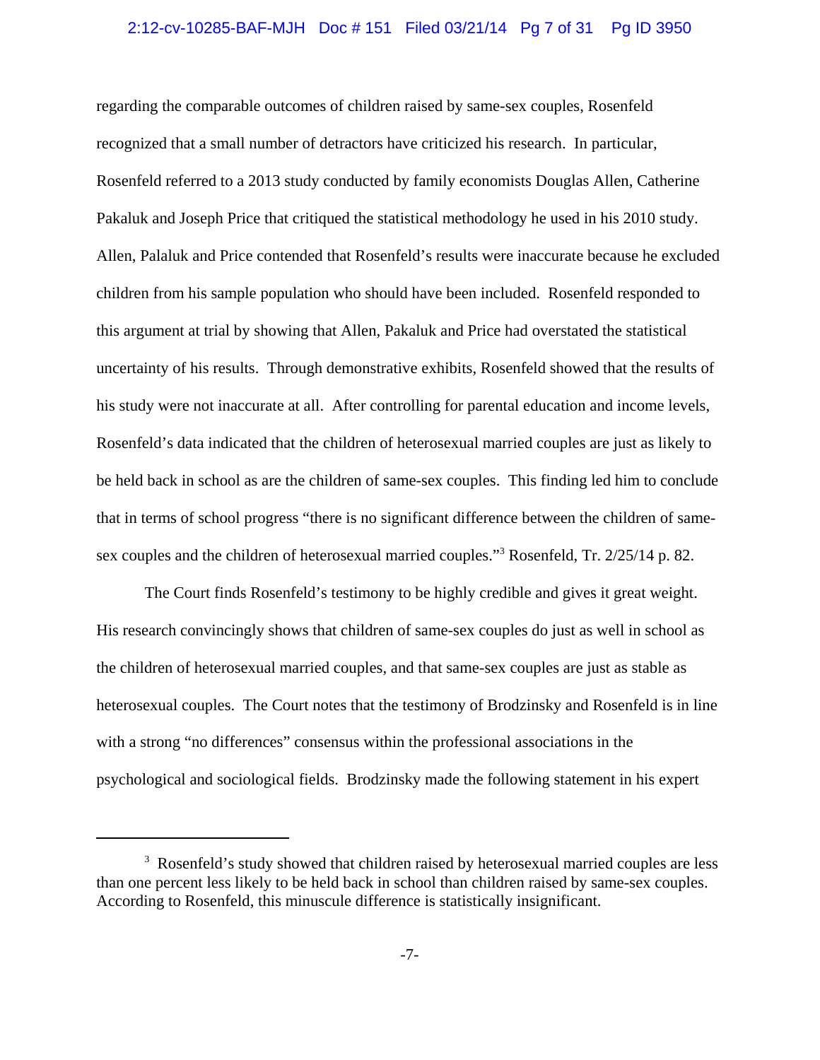regarding the comparable outcomes of children raised by same-sex couples, Rosenfeld recognized that a small number of detractors have criticized his research. In particular, Rosenfeld referred to a 2013 study conducted by family economists Douglas Allen, Catherine Pakaluk and Joseph Price that critiqued the statistical methodology he used in his 2010 study. Allen, Palaluk and Price contended that Rosenfeld's results were inaccurate because he excluded children from his sample population who should have been included. Rosenfeld responded to this argument at trial by showing that Allen, Pakaluk and Price had overstated the statistical uncertainty of his results. Through demonstrative exhibits, Rosenfeld showed that the results of his study were not inaccurate at all. After controlling for parental education and income levels, Rosenfeld's data indicated that the children of heterosexual married couples are just as likely to be held back in school as are the children of same-sex couples. This finding led him to conclude that in terms of school progress "there is no significant difference between the children of same-sex couples and the children of heterosexual married couples."[3] Rosenfeld, Tr. 2/25/14 p. 82.

The Court finds Rosenfeld's testimony to be highly credible and gives it great weight. His research convincingly shows that children of same-sex couples do just as well in school as the children of heterosexual married couples, and that same-sex couples are just as stable as heterosexual couples. The Court notes that the testimony of Brodzinsky and Rosenfeld is in line with a strong "no differences" consensus within the professional associations in the psychological and sociological fields. Brodzinsky made the following statement in his expert

---

[3] Rosenfeld's study showed that children raised by heterosexual married couples are less than one percent less likely to be held back in school than children raised by same-sex couples. According to Rosenfeld, this minuscule difference is statistically insignificant.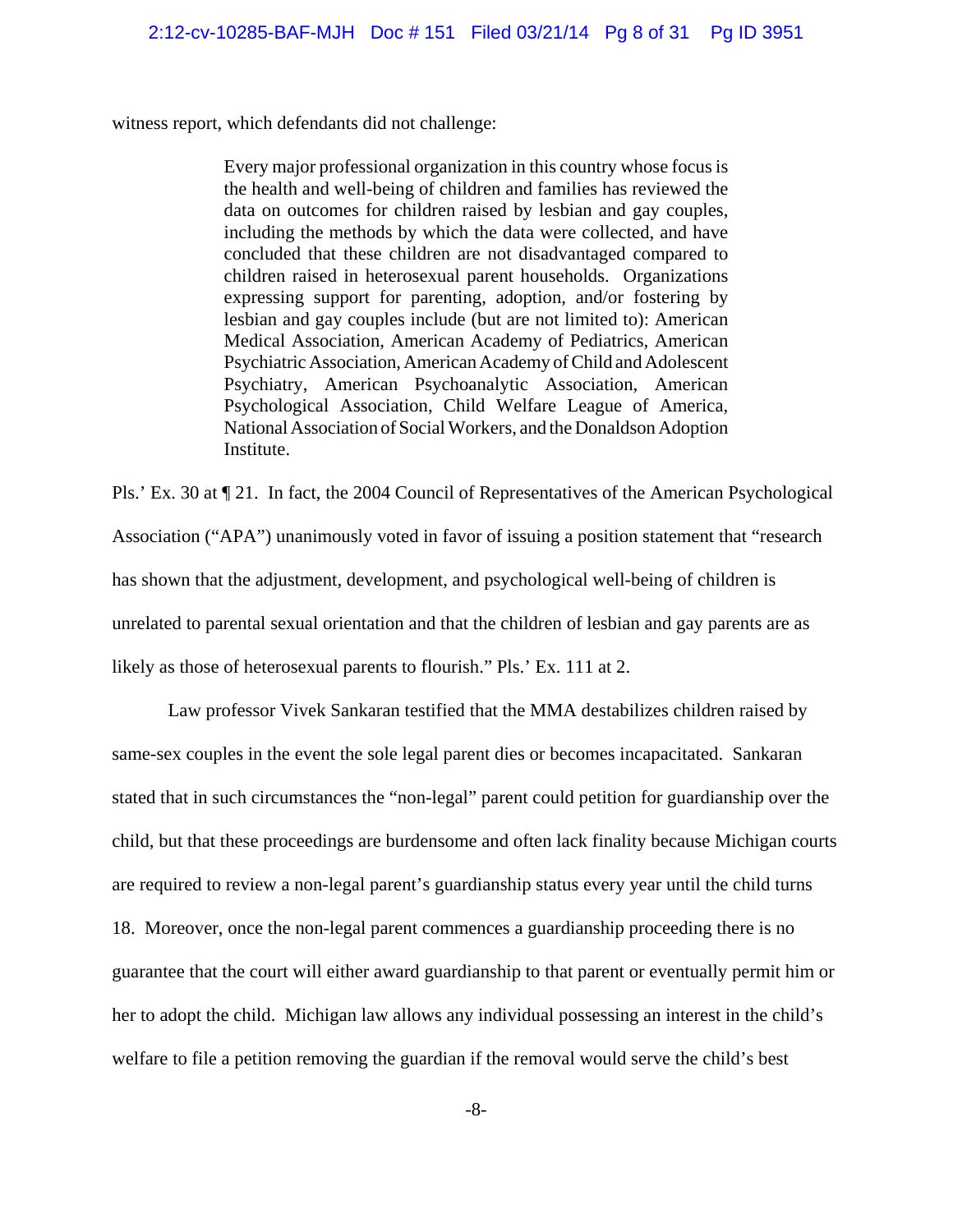witness report, which defendants did not challenge:

> Every major professional organization in this country whose focus is the health and well-being of children and families has reviewed the data on outcomes for children raised by lesbian and gay couples, including the methods by which the data were collected, and have concluded that these children are not disadvantaged compared to children raised in heterosexual parent households. Organizations expressing support for parenting, adoption, and/or fostering by lesbian and gay couples include (but are not limited to): American Medical Association, American Academy of Pediatrics, American Psychiatric Association, American Academy of Child and Adolescent Psychiatry, American Psychoanalytic Association, American Psychological Association, Child Welfare League of America, National Association of Social Workers, and the Donaldson Adoption Institute.

Pls.' Ex. 30 at ¶ 21. In fact, the 2004 Council of Representatives of the American Psychological Association ("APA") unanimously voted in favor of issuing a position statement that "research has shown that the adjustment, development, and psychological well-being of children is unrelated to parental sexual orientation and that the children of lesbian and gay parents are as likely as those of heterosexual parents to flourish." Pls.' Ex. 111 at 2.

Law professor Vivek Sankaran testified that the MMA destabilizes children raised by same-sex couples in the event the sole legal parent dies or becomes incapacitated. Sankaran stated that in such circumstances the "non-legal" parent could petition for guardianship over the child, but that these proceedings are burdensome and often lack finality because Michigan courts are required to review a non-legal parent's guardianship status every year until the child turns 18. Moreover, once the non-legal parent commences a guardianship proceeding there is no guarantee that the court will either award guardianship to that parent or eventually permit him or her to adopt the child. Michigan law allows any individual possessing an interest in the child's welfare to file a petition removing the guardian if the removal would serve the child's best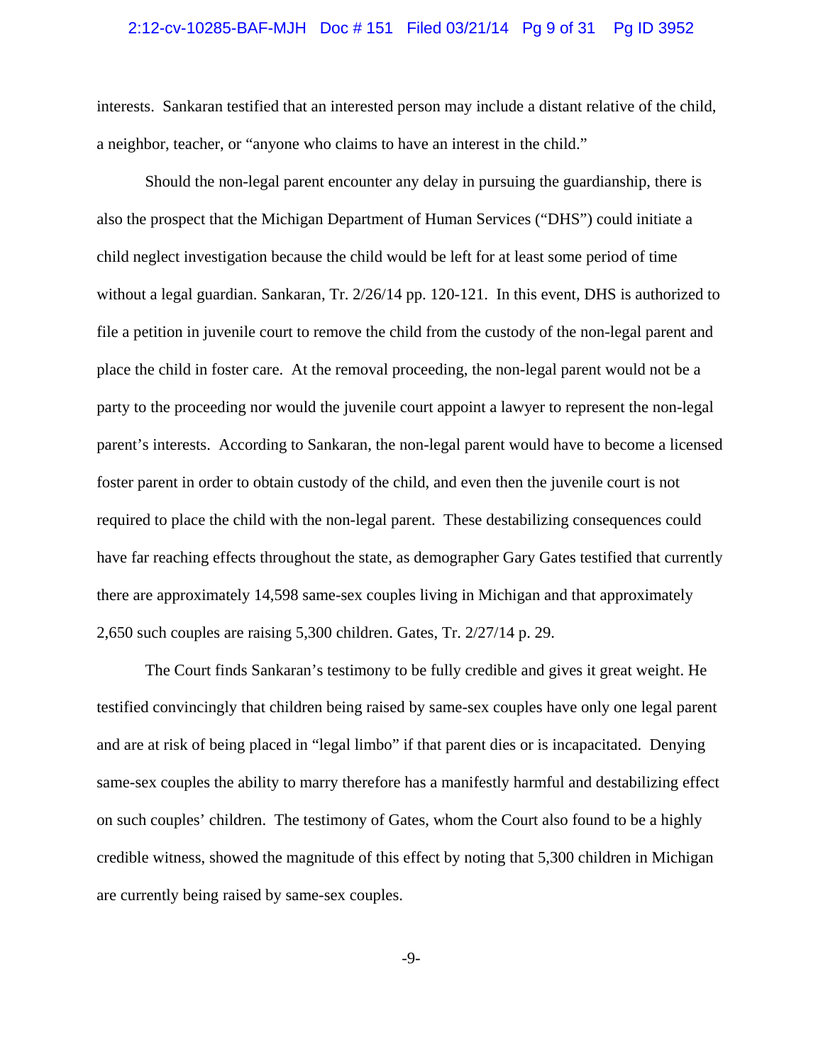interests. Sankaran testified that an interested person may include a distant relative of the child, a neighbor, teacher, or "anyone who claims to have an interest in the child."

Should the non-legal parent encounter any delay in pursuing the guardianship, there is also the prospect that the Michigan Department of Human Services ("DHS") could initiate a child neglect investigation because the child would be left for at least some period of time without a legal guardian. Sankaran, Tr. 2/26/14 pp. 120-121. In this event, DHS is authorized to file a petition in juvenile court to remove the child from the custody of the non-legal parent and place the child in foster care. At the removal proceeding, the non-legal parent would not be a party to the proceeding nor would the juvenile court appoint a lawyer to represent the non-legal parent's interests. According to Sankaran, the non-legal parent would have to become a licensed foster parent in order to obtain custody of the child, and even then the juvenile court is not required to place the child with the non-legal parent. These destabilizing consequences could have far reaching effects throughout the state, as demographer Gary Gates testified that currently there are approximately 14,598 same-sex couples living in Michigan and that approximately 2,650 such couples are raising 5,300 children. Gates, Tr. 2/27/14 p. 29.

The Court finds Sankaran's testimony to be fully credible and gives it great weight. He testified convincingly that children being raised by same-sex couples have only one legal parent and are at risk of being placed in "legal limbo" if that parent dies or is incapacitated. Denying same-sex couples the ability to marry therefore has a manifestly harmful and destabilizing effect on such couples' children. The testimony of Gates, whom the Court also found to be a highly credible witness, showed the magnitude of this effect by noting that 5,300 children in Michigan are currently being raised by same-sex couples.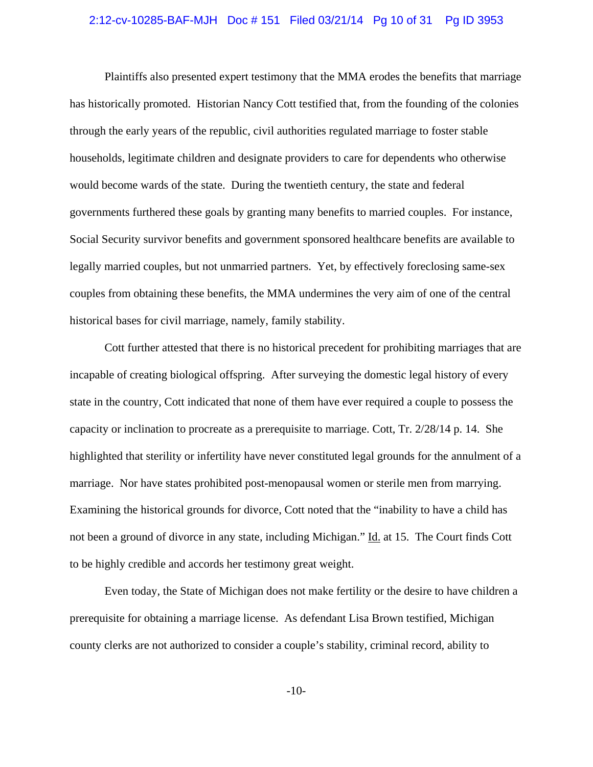Plaintiffs also presented expert testimony that the MMA erodes the benefits that marriage has historically promoted. Historian Nancy Cott testified that, from the founding of the colonies through the early years of the republic, civil authorities regulated marriage to foster stable households, legitimate children and designate providers to care for dependents who otherwise would become wards of the state. During the twentieth century, the state and federal governments furthered these goals by granting many benefits to married couples. For instance, Social Security survivor benefits and government sponsored healthcare benefits are available to legally married couples, but not unmarried partners. Yet, by effectively foreclosing same-sex couples from obtaining these benefits, the MMA undermines the very aim of one of the central historical bases for civil marriage, namely, family stability.

Cott further attested that there is no historical precedent for prohibiting marriages that are incapable of creating biological offspring. After surveying the domestic legal history of every state in the country, Cott indicated that none of them have ever required a couple to possess the capacity or inclination to procreate as a prerequisite to marriage. Cott, Tr. 2/28/14 p. 14. She highlighted that sterility or infertility have never constituted legal grounds for the annulment of a marriage. Nor have states prohibited post-menopausal women or sterile men from marrying. Examining the historical grounds for divorce, Cott noted that the "inability to have a child has not been a ground of divorce in any state, including Michigan." Id. at 15. The Court finds Cott to be highly credible and accords her testimony great weight.

Even today, the State of Michigan does not make fertility or the desire to have children a prerequisite for obtaining a marriage license. As defendant Lisa Brown testified, Michigan county clerks are not authorized to consider a couple's stability, criminal record, ability to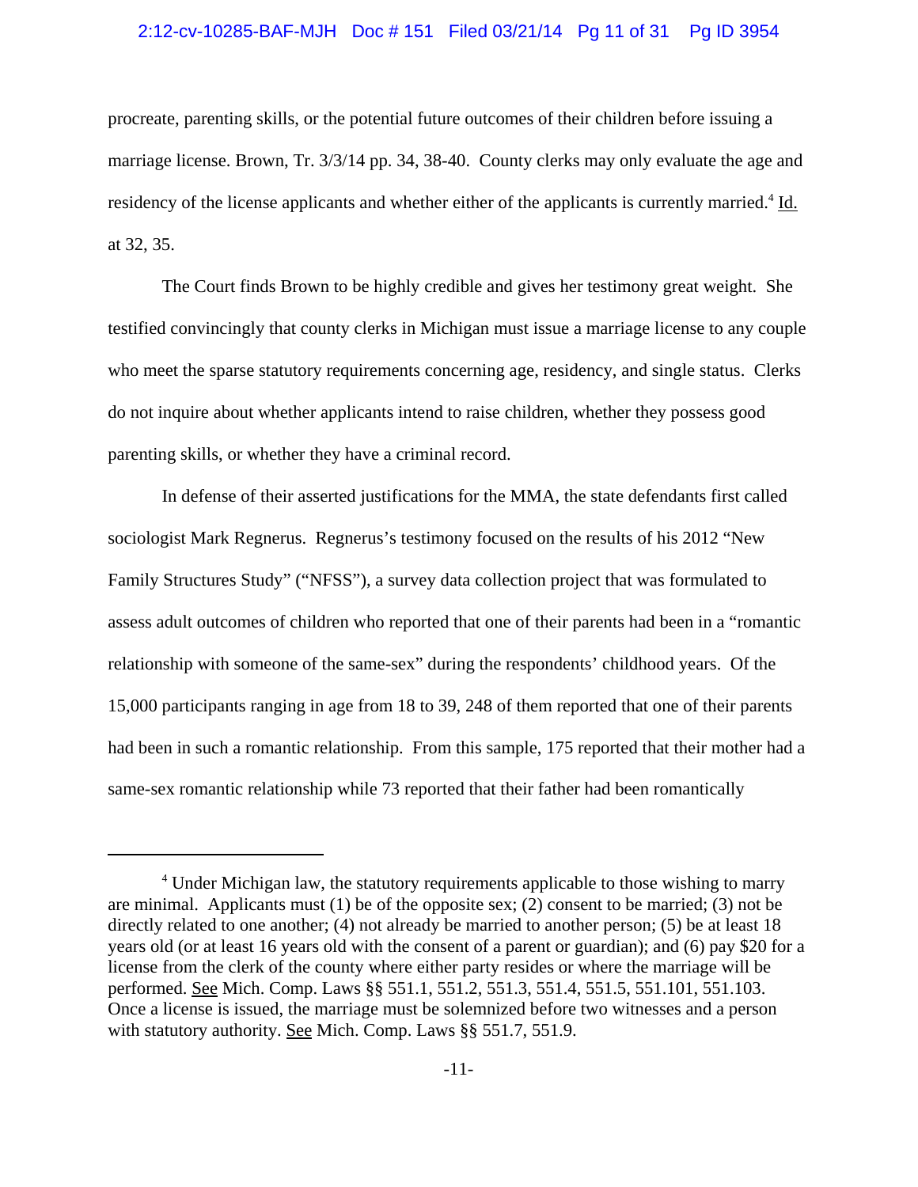procreate, parenting skills, or the potential future outcomes of their children before issuing a marriage license. Brown, Tr. 3/3/14 pp. 34, 38-40. County clerks may only evaluate the age and residency of the license applicants and whether either of the applicants is currently married.[4] Id. at 32, 35.

The Court finds Brown to be highly credible and gives her testimony great weight. She testified convincingly that county clerks in Michigan must issue a marriage license to any couple who meet the sparse statutory requirements concerning age, residency, and single status. Clerks do not inquire about whether applicants intend to raise children, whether they possess good parenting skills, or whether they have a criminal record.

In defense of their asserted justifications for the MMA, the state defendants first called sociologist Mark Regnerus. Regnerus's testimony focused on the results of his 2012 "New Family Structures Study" ("NFSS"), a survey data collection project that was formulated to assess adult outcomes of children who reported that one of their parents had been in a "romantic relationship with someone of the same-sex" during the respondents' childhood years. Of the 15,000 participants ranging in age from 18 to 39, 248 of them reported that one of their parents had been in such a romantic relationship. From this sample, 175 reported that their mother had a same-sex romantic relationship while 73 reported that their father had been romantically

---

[4] Under Michigan law, the statutory requirements applicable to those wishing to marry are minimal. Applicants must (1) be of the opposite sex; (2) consent to be married; (3) not be directly related to one another; (4) not already be married to another person; (5) be at least 18 years old (or at least 16 years old with the consent of a parent or guardian); and (6) pay $20 for a license from the clerk of the county where either party resides or where the marriage will be performed. See Mich. Comp. Laws §§ 551.1, 551.2, 551.3, 551.4, 551.5, 551.101, 551.103. Once a license is issued, the marriage must be solemnized before two witnesses and a person with statutory authority. See Mich. Comp. Laws §§ 551.7, 551.9.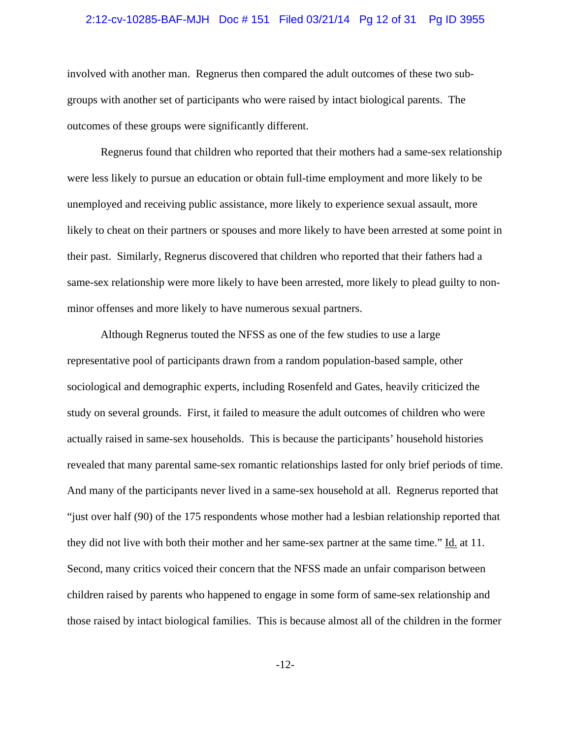involved with another man. Regnerus then compared the adult outcomes of these two sub-groups with another set of participants who were raised by intact biological parents. The outcomes of these groups were significantly different.

Regnerus found that children who reported that their mothers had a same-sex relationship were less likely to pursue an education or obtain full-time employment and more likely to be unemployed and receiving public assistance, more likely to experience sexual assault, more likely to cheat on their partners or spouses and more likely to have been arrested at some point in their past. Similarly, Regnerus discovered that children who reported that their fathers had a same-sex relationship were more likely to have been arrested, more likely to plead guilty to non-minor offenses and more likely to have numerous sexual partners.

Although Regnerus touted the NFSS as one of the few studies to use a large representative pool of participants drawn from a random population-based sample, other sociological and demographic experts, including Rosenfeld and Gates, heavily criticized the study on several grounds. First, it failed to measure the adult outcomes of children who were actually raised in same-sex households. This is because the participants' household histories revealed that many parental same-sex romantic relationships lasted for only brief periods of time. And many of the participants never lived in a same-sex household at all. Regnerus reported that "just over half (90) of the 175 respondents whose mother had a lesbian relationship reported that they did not live with both their mother and her same-sex partner at the same time." Id. at 11. Second, many critics voiced their concern that the NFSS made an unfair comparison between children raised by parents who happened to engage in some form of same-sex relationship and those raised by intact biological families. This is because almost all of the children in the former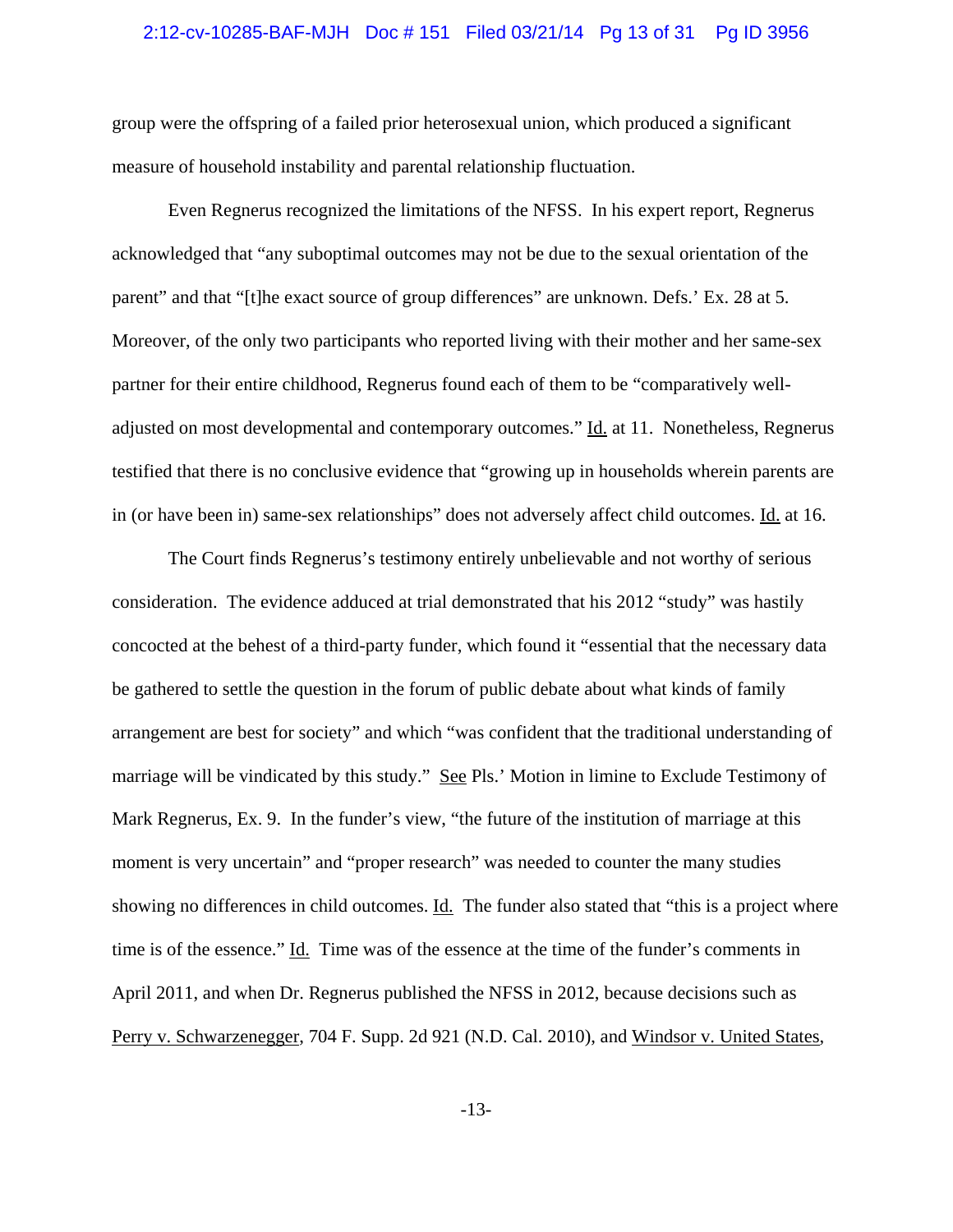group were the offspring of a failed prior heterosexual union, which produced a significant measure of household instability and parental relationship fluctuation.

Even Regnerus recognized the limitations of the NFSS. In his expert report, Regnerus acknowledged that "any suboptimal outcomes may not be due to the sexual orientation of the parent" and that "[t]he exact source of group differences" are unknown. Defs.' Ex. 28 at 5. Moreover, of the only two participants who reported living with their mother and her same-sex partner for their entire childhood, Regnerus found each of them to be "comparatively well-adjusted on most developmental and contemporary outcomes." Id. at 11. Nonetheless, Regnerus testified that there is no conclusive evidence that "growing up in households wherein parents are in (or have been in) same-sex relationships" does not adversely affect child outcomes. Id. at 16.

The Court finds Regnerus's testimony entirely unbelievable and not worthy of serious consideration. The evidence adduced at trial demonstrated that his 2012 "study" was hastily concocted at the behest of a third-party funder, which found it "essential that the necessary data be gathered to settle the question in the forum of public debate about what kinds of family arrangement are best for society" and which "was confident that the traditional understanding of marriage will be vindicated by this study." See Pls.' Motion in limine to Exclude Testimony of Mark Regnerus, Ex. 9. In the funder's view, "the future of the institution of marriage at this moment is very uncertain" and "proper research" was needed to counter the many studies showing no differences in child outcomes. Id. The funder also stated that "this is a project where time is of the essence." Id. Time was of the essence at the time of the funder's comments in April 2011, and when Dr. Regnerus published the NFSS in 2012, because decisions such as Perry v. Schwarzenegger, 704 F. Supp. 2d 921 (N.D. Cal. 2010), and Windsor v. United States,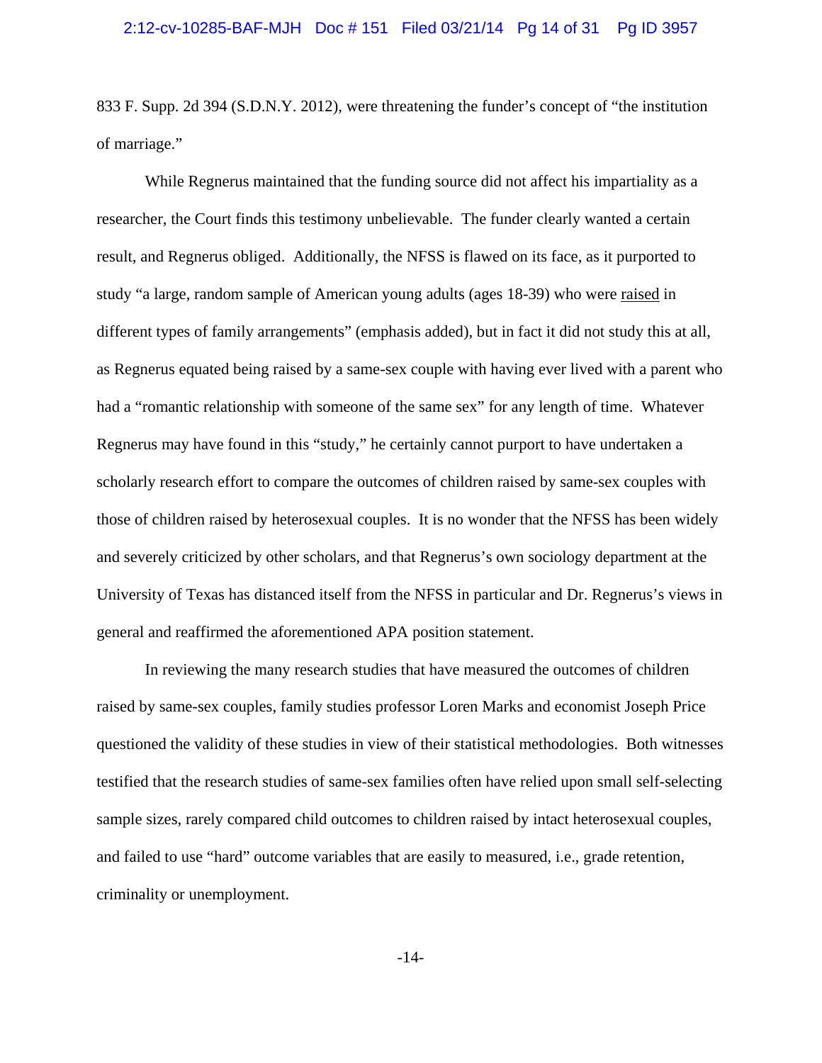833 F. Supp. 2d 394 (S.D.N.Y. 2012), were threatening the funder's concept of "the institution of marriage."

While Regnerus maintained that the funding source did not affect his impartiality as a researcher, the Court finds this testimony unbelievable. The funder clearly wanted a certain result, and Regnerus obliged. Additionally, the NFSS is flawed on its face, as it purported to study "a large, random sample of American young adults (ages 18-39) who were <u>raised</u> in different types of family arrangements" (emphasis added), but in fact it did not study this at all, as Regnerus equated being raised by a same-sex couple with having ever lived with a parent who had a "romantic relationship with someone of the same sex" for any length of time. Whatever Regnerus may have found in this "study," he certainly cannot purport to have undertaken a scholarly research effort to compare the outcomes of children raised by same-sex couples with those of children raised by heterosexual couples. It is no wonder that the NFSS has been widely and severely criticized by other scholars, and that Regnerus's own sociology department at the University of Texas has distanced itself from the NFSS in particular and Dr. Regnerus's views in general and reaffirmed the aforementioned APA position statement.

In reviewing the many research studies that have measured the outcomes of children raised by same-sex couples, family studies professor Loren Marks and economist Joseph Price questioned the validity of these studies in view of their statistical methodologies. Both witnesses testified that the research studies of same-sex families often have relied upon small self-selecting sample sizes, rarely compared child outcomes to children raised by intact heterosexual couples, and failed to use "hard" outcome variables that are easily to measured, i.e., grade retention, criminality or unemployment.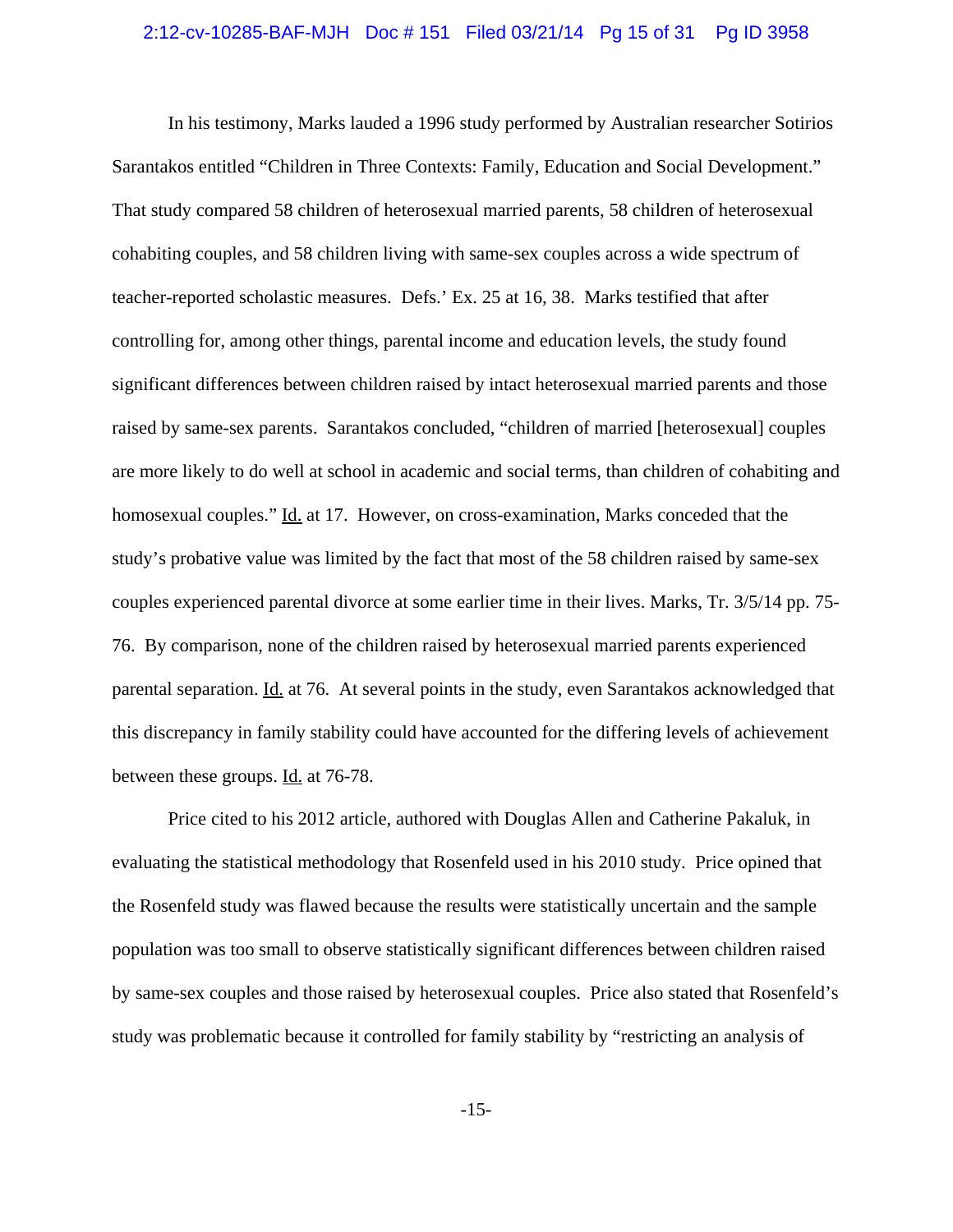In his testimony, Marks lauded a 1996 study performed by Australian researcher Sotirios Sarantakos entitled "Children in Three Contexts: Family, Education and Social Development." That study compared 58 children of heterosexual married parents, 58 children of heterosexual cohabiting couples, and 58 children living with same-sex couples across a wide spectrum of teacher-reported scholastic measures. Defs.' Ex. 25 at 16, 38. Marks testified that after controlling for, among other things, parental income and education levels, the study found significant differences between children raised by intact heterosexual married parents and those raised by same-sex parents. Sarantakos concluded, "children of married [heterosexual] couples are more likely to do well at school in academic and social terms, than children of cohabiting and homosexual couples." Id. at 17. However, on cross-examination, Marks conceded that the study's probative value was limited by the fact that most of the 58 children raised by same-sex couples experienced parental divorce at some earlier time in their lives. Marks, Tr. 3/5/14 pp. 75-76. By comparison, none of the children raised by heterosexual married parents experienced parental separation. Id. at 76. At several points in the study, even Sarantakos acknowledged that this discrepancy in family stability could have accounted for the differing levels of achievement between these groups. Id. at 76-78.

Price cited to his 2012 article, authored with Douglas Allen and Catherine Pakaluk, in evaluating the statistical methodology that Rosenfeld used in his 2010 study. Price opined that the Rosenfeld study was flawed because the results were statistically uncertain and the sample population was too small to observe statistically significant differences between children raised by same-sex couples and those raised by heterosexual couples. Price also stated that Rosenfeld's study was problematic because it controlled for family stability by "restricting an analysis of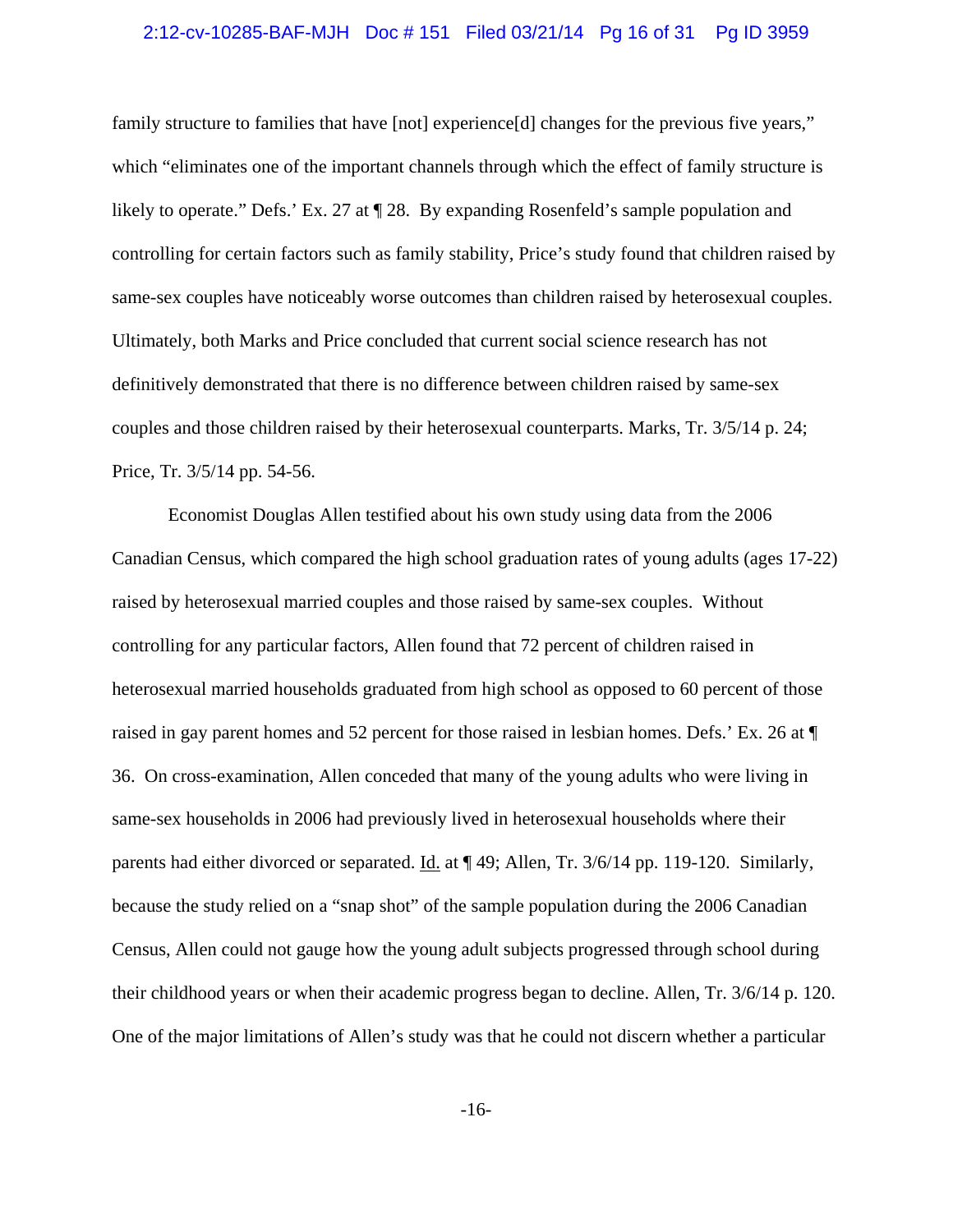family structure to families that have [not] experience[d] changes for the previous five years," which "eliminates one of the important channels through which the effect of family structure is likely to operate." Defs.' Ex. 27 at ¶ 28. By expanding Rosenfeld's sample population and controlling for certain factors such as family stability, Price's study found that children raised by same-sex couples have noticeably worse outcomes than children raised by heterosexual couples. Ultimately, both Marks and Price concluded that current social science research has not definitively demonstrated that there is no difference between children raised by same-sex couples and those children raised by their heterosexual counterparts. Marks, Tr. 3/5/14 p. 24; Price, Tr. 3/5/14 pp. 54-56.

Economist Douglas Allen testified about his own study using data from the 2006 Canadian Census, which compared the high school graduation rates of young adults (ages 17-22) raised by heterosexual married couples and those raised by same-sex couples. Without controlling for any particular factors, Allen found that 72 percent of children raised in heterosexual married households graduated from high school as opposed to 60 percent of those raised in gay parent homes and 52 percent for those raised in lesbian homes. Defs.' Ex. 26 at ¶ 36. On cross-examination, Allen conceded that many of the young adults who were living in same-sex households in 2006 had previously lived in heterosexual households where their parents had either divorced or separated. Id. at ¶ 49; Allen, Tr. 3/6/14 pp. 119-120. Similarly, because the study relied on a "snap shot" of the sample population during the 2006 Canadian Census, Allen could not gauge how the young adult subjects progressed through school during their childhood years or when their academic progress began to decline. Allen, Tr. 3/6/14 p. 120. One of the major limitations of Allen's study was that he could not discern whether a particular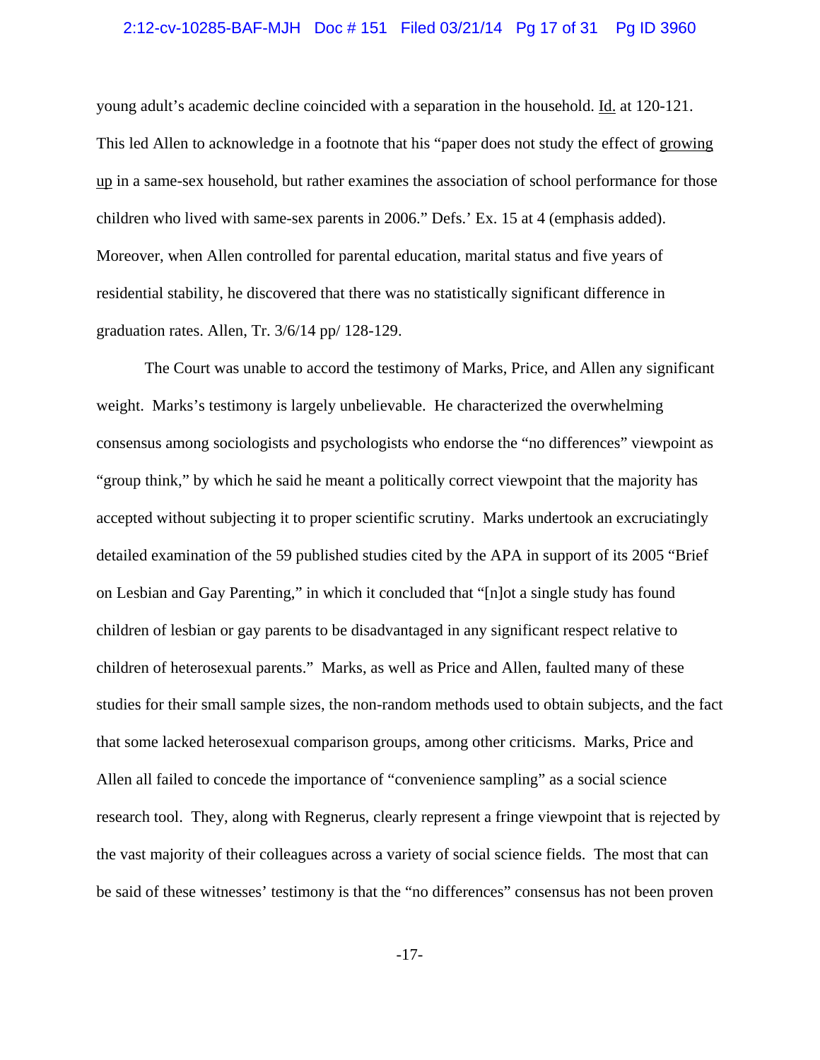young adult's academic decline coincided with a separation in the household. Id. at 120-121. This led Allen to acknowledge in a footnote that his "paper does not study the effect of growing up in a same-sex household, but rather examines the association of school performance for those children who lived with same-sex parents in 2006." Defs.' Ex. 15 at 4 (emphasis added). Moreover, when Allen controlled for parental education, marital status and five years of residential stability, he discovered that there was no statistically significant difference in graduation rates. Allen, Tr. 3/6/14 pp/ 128-129.

The Court was unable to accord the testimony of Marks, Price, and Allen any significant weight. Marks's testimony is largely unbelievable. He characterized the overwhelming consensus among sociologists and psychologists who endorse the "no differences" viewpoint as "group think," by which he said he meant a politically correct viewpoint that the majority has accepted without subjecting it to proper scientific scrutiny. Marks undertook an excruciatingly detailed examination of the 59 published studies cited by the APA in support of its 2005 "Brief on Lesbian and Gay Parenting," in which it concluded that "[n]ot a single study has found children of lesbian or gay parents to be disadvantaged in any significant respect relative to children of heterosexual parents." Marks, as well as Price and Allen, faulted many of these studies for their small sample sizes, the non-random methods used to obtain subjects, and the fact that some lacked heterosexual comparison groups, among other criticisms. Marks, Price and Allen all failed to concede the importance of "convenience sampling" as a social science research tool. They, along with Regnerus, clearly represent a fringe viewpoint that is rejected by the vast majority of their colleagues across a variety of social science fields. The most that can be said of these witnesses' testimony is that the "no differences" consensus has not been proven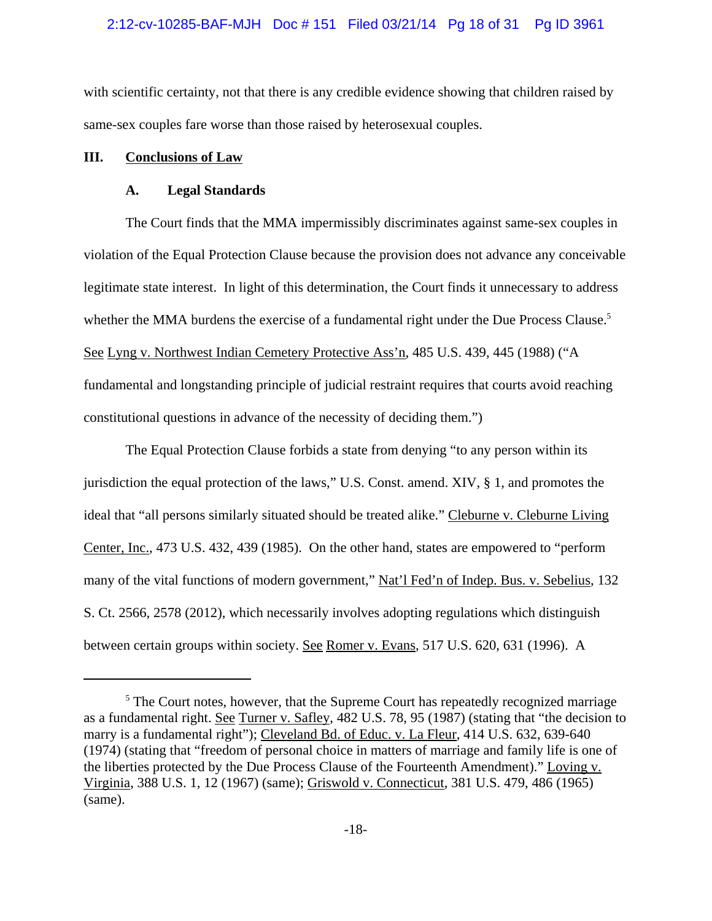with scientific certainty, not that there is any credible evidence showing that children raised by same-sex couples fare worse than those raised by heterosexual couples.

## III. Conclusions of Law

### A. Legal Standards

The Court finds that the MMA impermissibly discriminates against same-sex couples in violation of the Equal Protection Clause because the provision does not advance any conceivable legitimate state interest. In light of this determination, the Court finds it unnecessary to address whether the MMA burdens the exercise of a fundamental right under the Due Process Clause.[5] See Lyng v. Northwest Indian Cemetery Protective Ass'n, 485 U.S. 439, 445 (1988) ("A fundamental and longstanding principle of judicial restraint requires that courts avoid reaching constitutional questions in advance of the necessity of deciding them.")

The Equal Protection Clause forbids a state from denying "to any person within its jurisdiction the equal protection of the laws," U.S. Const. amend. XIV, § 1, and promotes the ideal that "all persons similarly situated should be treated alike." Cleburne v. Cleburne Living Center, Inc., 473 U.S. 432, 439 (1985). On the other hand, states are empowered to "perform many of the vital functions of modern government," Nat'l Fed'n of Indep. Bus. v. Sebelius, 132 S. Ct. 2566, 2578 (2012), which necessarily involves adopting regulations which distinguish between certain groups within society. See Romer v. Evans, 517 U.S. 620, 631 (1996). A

---

[5] The Court notes, however, that the Supreme Court has repeatedly recognized marriage as a fundamental right. See Turner v. Safley, 482 U.S. 78, 95 (1987) (stating that "the decision to marry is a fundamental right"); Cleveland Bd. of Educ. v. La Fleur, 414 U.S. 632, 639-640 (1974) (stating that "freedom of personal choice in matters of marriage and family life is one of the liberties protected by the Due Process Clause of the Fourteenth Amendment)." Loving v. Virginia, 388 U.S. 1, 12 (1967) (same); Griswold v. Connecticut, 381 U.S. 479, 486 (1965) (same).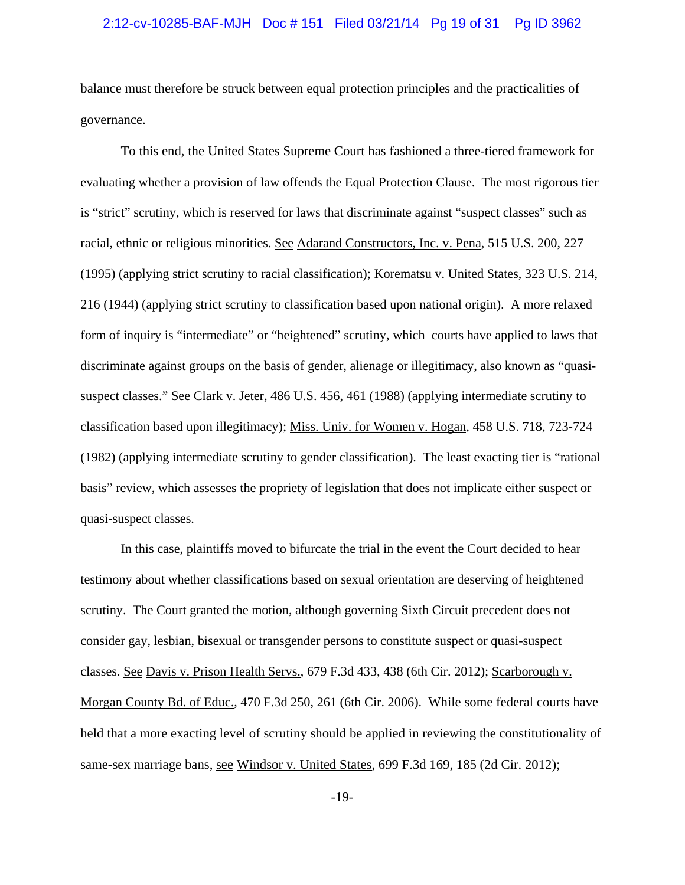balance must therefore be struck between equal protection principles and the practicalities of governance.

To this end, the United States Supreme Court has fashioned a three-tiered framework for evaluating whether a provision of law offends the Equal Protection Clause. The most rigorous tier is "strict" scrutiny, which is reserved for laws that discriminate against "suspect classes" such as racial, ethnic or religious minorities. See Adarand Constructors, Inc. v. Pena, 515 U.S. 200, 227 (1995) (applying strict scrutiny to racial classification); Korematsu v. United States, 323 U.S. 214, 216 (1944) (applying strict scrutiny to classification based upon national origin). A more relaxed form of inquiry is "intermediate" or "heightened" scrutiny, which courts have applied to laws that discriminate against groups on the basis of gender, alienage or illegitimacy, also known as "quasi-suspect classes." See Clark v. Jeter, 486 U.S. 456, 461 (1988) (applying intermediate scrutiny to classification based upon illegitimacy); Miss. Univ. for Women v. Hogan, 458 U.S. 718, 723-724 (1982) (applying intermediate scrutiny to gender classification). The least exacting tier is "rational basis" review, which assesses the propriety of legislation that does not implicate either suspect or quasi-suspect classes.

In this case, plaintiffs moved to bifurcate the trial in the event the Court decided to hear testimony about whether classifications based on sexual orientation are deserving of heightened scrutiny. The Court granted the motion, although governing Sixth Circuit precedent does not consider gay, lesbian, bisexual or transgender persons to constitute suspect or quasi-suspect classes. See Davis v. Prison Health Servs., 679 F.3d 433, 438 (6th Cir. 2012); Scarborough v. Morgan County Bd. of Educ., 470 F.3d 250, 261 (6th Cir. 2006). While some federal courts have held that a more exacting level of scrutiny should be applied in reviewing the constitutionality of same-sex marriage bans, see Windsor v. United States, 699 F.3d 169, 185 (2d Cir. 2012);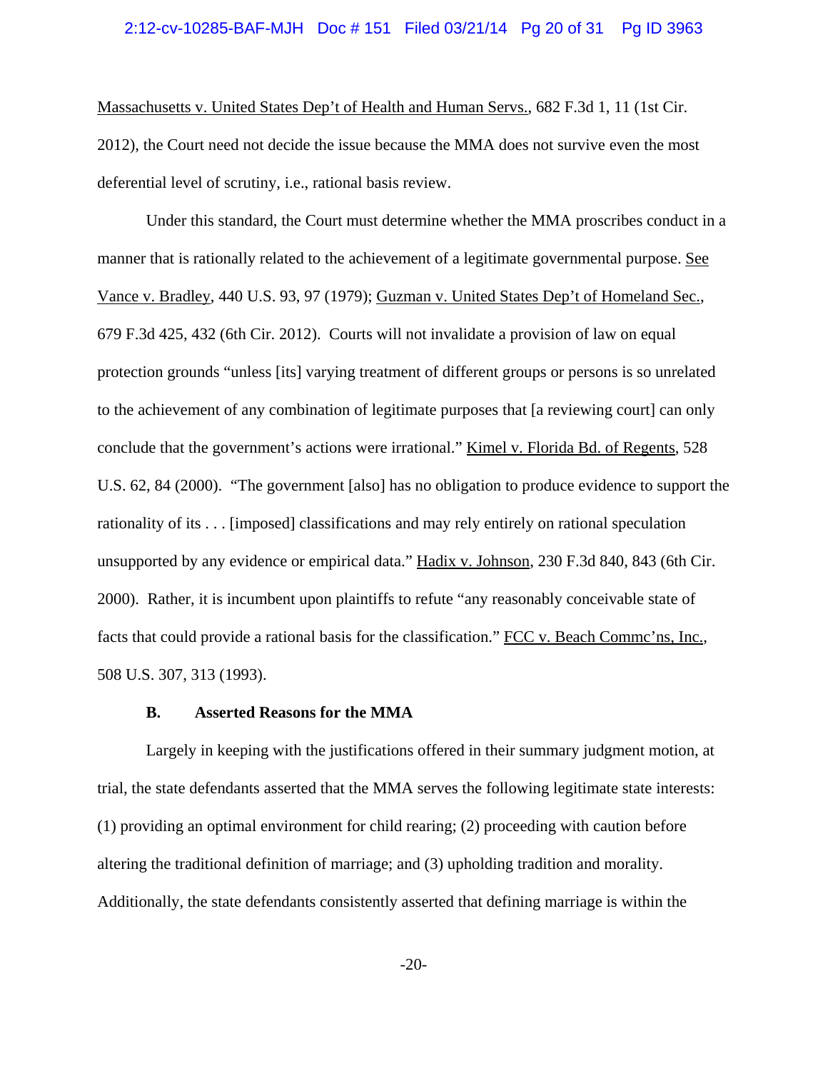Massachusetts v. United States Dep't of Health and Human Servs., 682 F.3d 1, 11 (1st Cir. 2012), the Court need not decide the issue because the MMA does not survive even the most deferential level of scrutiny, i.e., rational basis review.

Under this standard, the Court must determine whether the MMA proscribes conduct in a manner that is rationally related to the achievement of a legitimate governmental purpose. See Vance v. Bradley, 440 U.S. 93, 97 (1979); Guzman v. United States Dep't of Homeland Sec., 679 F.3d 425, 432 (6th Cir. 2012). Courts will not invalidate a provision of law on equal protection grounds "unless [its] varying treatment of different groups or persons is so unrelated to the achievement of any combination of legitimate purposes that [a reviewing court] can only conclude that the government's actions were irrational." Kimel v. Florida Bd. of Regents, 528 U.S. 62, 84 (2000). "The government [also] has no obligation to produce evidence to support the rationality of its . . . [imposed] classifications and may rely entirely on rational speculation unsupported by any evidence or empirical data." Hadix v. Johnson, 230 F.3d 840, 843 (6th Cir. 2000). Rather, it is incumbent upon plaintiffs to refute "any reasonably conceivable state of facts that could provide a rational basis for the classification." FCC v. Beach Commc'ns, Inc., 508 U.S. 307, 313 (1993).

### B. Asserted Reasons for the MMA

Largely in keeping with the justifications offered in their summary judgment motion, at trial, the state defendants asserted that the MMA serves the following legitimate state interests: (1) providing an optimal environment for child rearing; (2) proceeding with caution before altering the traditional definition of marriage; and (3) upholding tradition and morality. Additionally, the state defendants consistently asserted that defining marriage is within the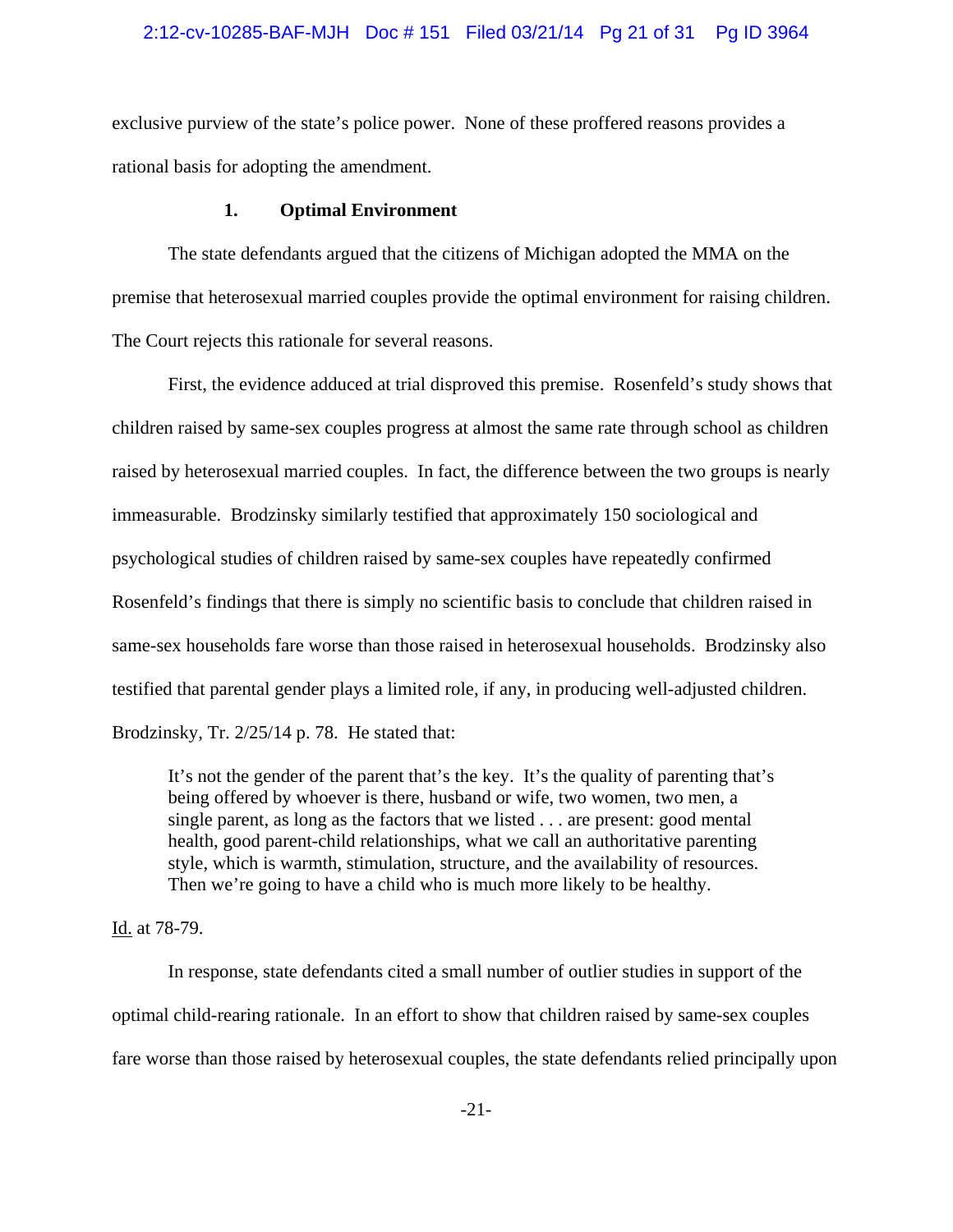exclusive purview of the state's police power. None of these proffered reasons provides a rational basis for adopting the amendment.

### 1. Optimal Environment

The state defendants argued that the citizens of Michigan adopted the MMA on the premise that heterosexual married couples provide the optimal environment for raising children. The Court rejects this rationale for several reasons.

First, the evidence adduced at trial disproved this premise. Rosenfeld's study shows that children raised by same-sex couples progress at almost the same rate through school as children raised by heterosexual married couples. In fact, the difference between the two groups is nearly immeasurable. Brodzinsky similarly testified that approximately 150 sociological and psychological studies of children raised by same-sex couples have repeatedly confirmed Rosenfeld's findings that there is simply no scientific basis to conclude that children raised in same-sex households fare worse than those raised in heterosexual households. Brodzinsky also testified that parental gender plays a limited role, if any, in producing well-adjusted children. Brodzinsky, Tr. 2/25/14 p. 78. He stated that:

> It's not the gender of the parent that's the key. It's the quality of parenting that's being offered by whoever is there, husband or wife, two women, two men, a single parent, as long as the factors that we listed . . . are present: good mental health, good parent-child relationships, what we call an authoritative parenting style, which is warmth, stimulation, structure, and the availability of resources. Then we're going to have a child who is much more likely to be healthy.

Id. at 78-79.

In response, state defendants cited a small number of outlier studies in support of the optimal child-rearing rationale. In an effort to show that children raised by same-sex couples fare worse than those raised by heterosexual couples, the state defendants relied principally upon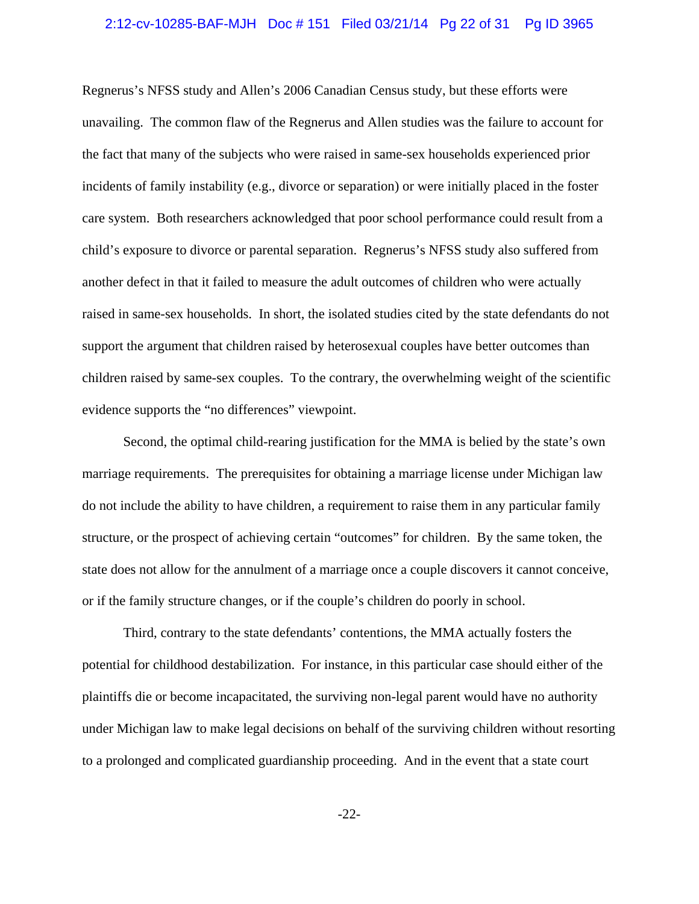Regnerus's NFSS study and Allen's 2006 Canadian Census study, but these efforts were unavailing. The common flaw of the Regnerus and Allen studies was the failure to account for the fact that many of the subjects who were raised in same-sex households experienced prior incidents of family instability (e.g., divorce or separation) or were initially placed in the foster care system. Both researchers acknowledged that poor school performance could result from a child's exposure to divorce or parental separation. Regnerus's NFSS study also suffered from another defect in that it failed to measure the adult outcomes of children who were actually raised in same-sex households. In short, the isolated studies cited by the state defendants do not support the argument that children raised by heterosexual couples have better outcomes than children raised by same-sex couples. To the contrary, the overwhelming weight of the scientific evidence supports the "no differences" viewpoint.

Second, the optimal child-rearing justification for the MMA is belied by the state's own marriage requirements. The prerequisites for obtaining a marriage license under Michigan law do not include the ability to have children, a requirement to raise them in any particular family structure, or the prospect of achieving certain "outcomes" for children. By the same token, the state does not allow for the annulment of a marriage once a couple discovers it cannot conceive, or if the family structure changes, or if the couple's children do poorly in school.

Third, contrary to the state defendants' contentions, the MMA actually fosters the potential for childhood destabilization. For instance, in this particular case should either of the plaintiffs die or become incapacitated, the surviving non-legal parent would have no authority under Michigan law to make legal decisions on behalf of the surviving children without resorting to a prolonged and complicated guardianship proceeding. And in the event that a state court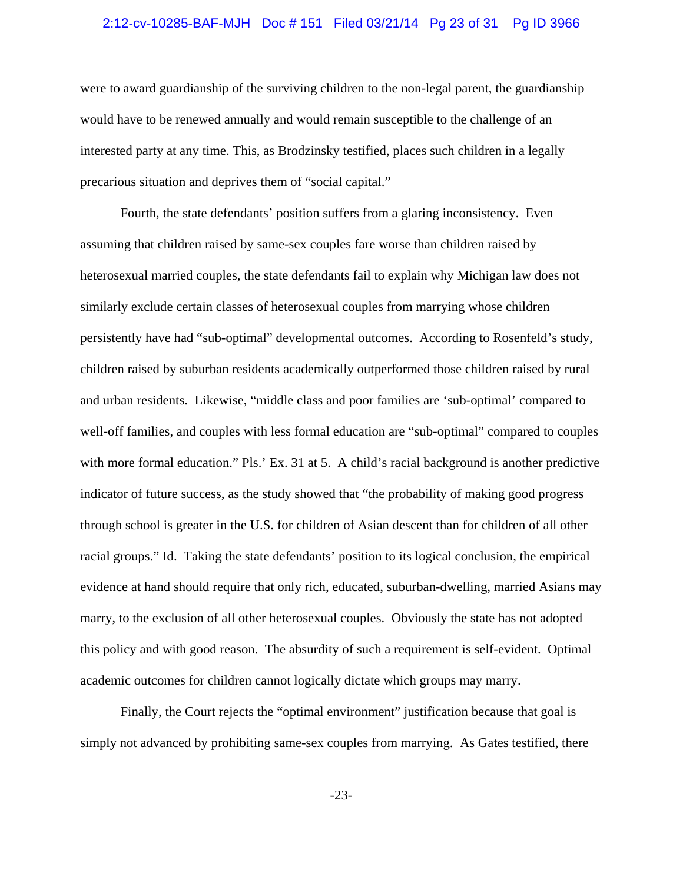were to award guardianship of the surviving children to the non-legal parent, the guardianship would have to be renewed annually and would remain susceptible to the challenge of an interested party at any time. This, as Brodzinsky testified, places such children in a legally precarious situation and deprives them of "social capital."

Fourth, the state defendants' position suffers from a glaring inconsistency. Even assuming that children raised by same-sex couples fare worse than children raised by heterosexual married couples, the state defendants fail to explain why Michigan law does not similarly exclude certain classes of heterosexual couples from marrying whose children persistently have had "sub-optimal" developmental outcomes. According to Rosenfeld's study, children raised by suburban residents academically outperformed those children raised by rural and urban residents. Likewise, "middle class and poor families are 'sub-optimal' compared to well-off families, and couples with less formal education are "sub-optimal" compared to couples with more formal education." Pls.' Ex. 31 at 5. A child's racial background is another predictive indicator of future success, as the study showed that "the probability of making good progress through school is greater in the U.S. for children of Asian descent than for children of all other racial groups." Id. Taking the state defendants' position to its logical conclusion, the empirical evidence at hand should require that only rich, educated, suburban-dwelling, married Asians may marry, to the exclusion of all other heterosexual couples. Obviously the state has not adopted this policy and with good reason. The absurdity of such a requirement is self-evident. Optimal academic outcomes for children cannot logically dictate which groups may marry.

Finally, the Court rejects the "optimal environment" justification because that goal is simply not advanced by prohibiting same-sex couples from marrying. As Gates testified, there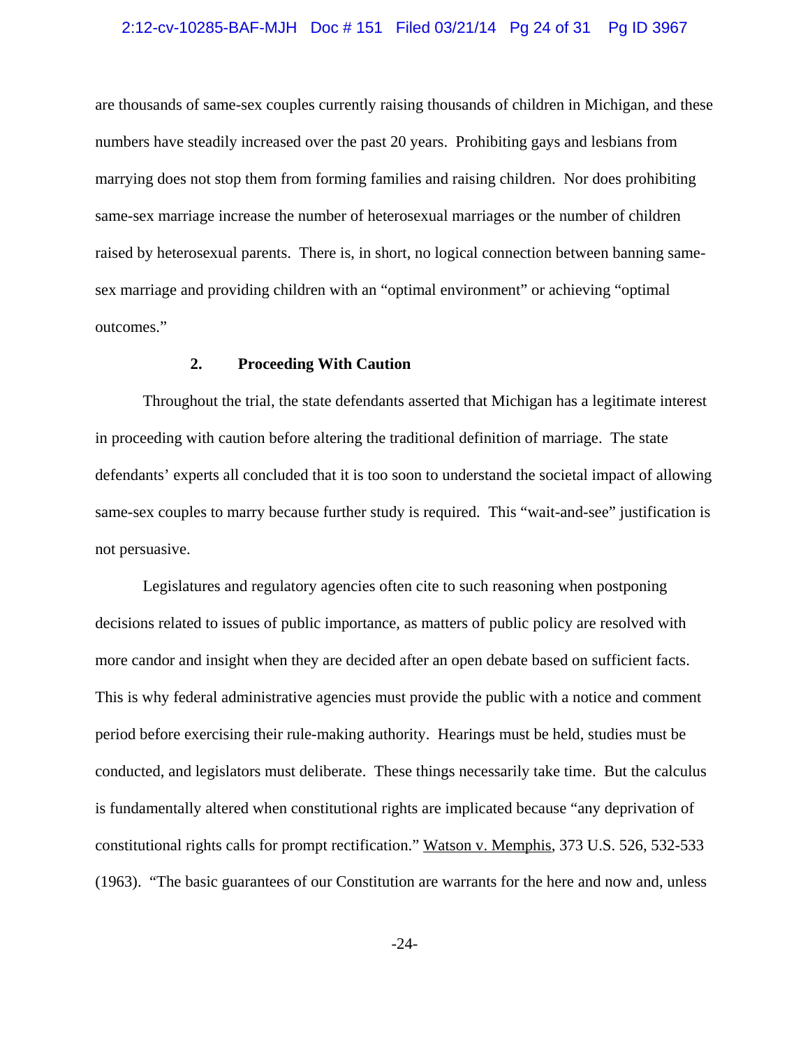are thousands of same-sex couples currently raising thousands of children in Michigan, and these numbers have steadily increased over the past 20 years. Prohibiting gays and lesbians from marrying does not stop them from forming families and raising children. Nor does prohibiting same-sex marriage increase the number of heterosexual marriages or the number of children raised by heterosexual parents. There is, in short, no logical connection between banning same-sex marriage and providing children with an "optimal environment" or achieving "optimal outcomes."

### 2. Proceeding With Caution

Throughout the trial, the state defendants asserted that Michigan has a legitimate interest in proceeding with caution before altering the traditional definition of marriage. The state defendants' experts all concluded that it is too soon to understand the societal impact of allowing same-sex couples to marry because further study is required. This "wait-and-see" justification is not persuasive.

Legislatures and regulatory agencies often cite to such reasoning when postponing decisions related to issues of public importance, as matters of public policy are resolved with more candor and insight when they are decided after an open debate based on sufficient facts. This is why federal administrative agencies must provide the public with a notice and comment period before exercising their rule-making authority. Hearings must be held, studies must be conducted, and legislators must deliberate. These things necessarily take time. But the calculus is fundamentally altered when constitutional rights are implicated because "any deprivation of constitutional rights calls for prompt rectification." Watson v. Memphis, 373 U.S. 526, 532-533 (1963). "The basic guarantees of our Constitution are warrants for the here and now and, unless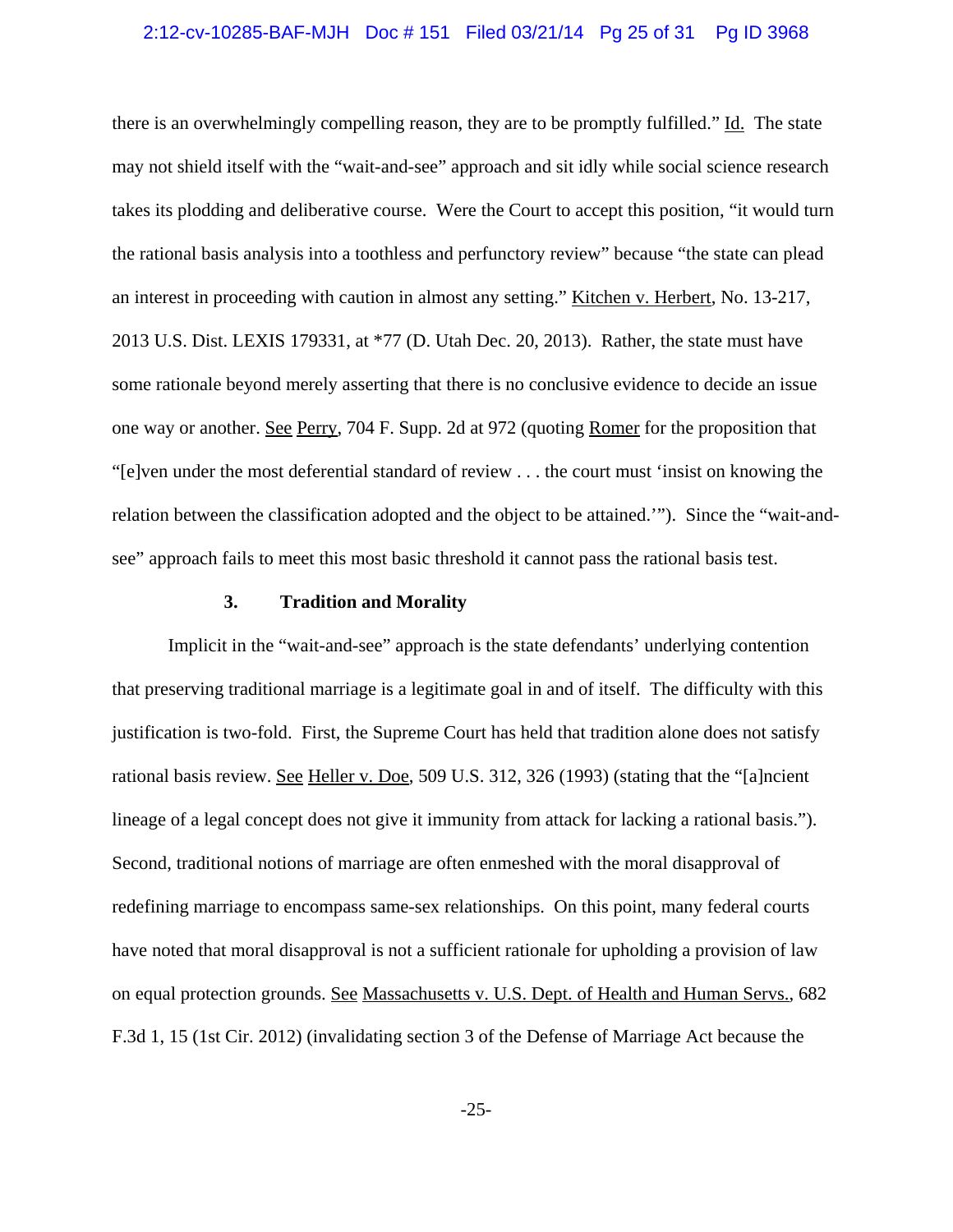there is an overwhelmingly compelling reason, they are to be promptly fulfilled." Id. The state may not shield itself with the "wait-and-see" approach and sit idly while social science research takes its plodding and deliberative course. Were the Court to accept this position, "it would turn the rational basis analysis into a toothless and perfunctory review" because "the state can plead an interest in proceeding with caution in almost any setting." Kitchen v. Herbert, No. 13-217, 2013 U.S. Dist. LEXIS 179331, at *77 (D. Utah Dec. 20, 2013). Rather, the state must have some rationale beyond merely asserting that there is no conclusive evidence to decide an issue one way or another. See Perry, 704 F. Supp. 2d at 972 (quoting Romer for the proposition that "[e]ven under the most deferential standard of review . . . the court must 'insist on knowing the relation between the classification adopted and the object to be attained.'"). Since the "wait-and-see" approach fails to meet this most basic threshold it cannot pass the rational basis test.

### 3. Tradition and Morality

Implicit in the "wait-and-see" approach is the state defendants' underlying contention that preserving traditional marriage is a legitimate goal in and of itself. The difficulty with this justification is two-fold. First, the Supreme Court has held that tradition alone does not satisfy rational basis review. See Heller v. Doe, 509 U.S. 312, 326 (1993) (stating that the "[a]ncient lineage of a legal concept does not give it immunity from attack for lacking a rational basis."). Second, traditional notions of marriage are often enmeshed with the moral disapproval of redefining marriage to encompass same-sex relationships. On this point, many federal courts have noted that moral disapproval is not a sufficient rationale for upholding a provision of law on equal protection grounds. See Massachusetts v. U.S. Dept. of Health and Human Servs., 682 F.3d 1, 15 (1st Cir. 2012) (invalidating section 3 of the Defense of Marriage Act because the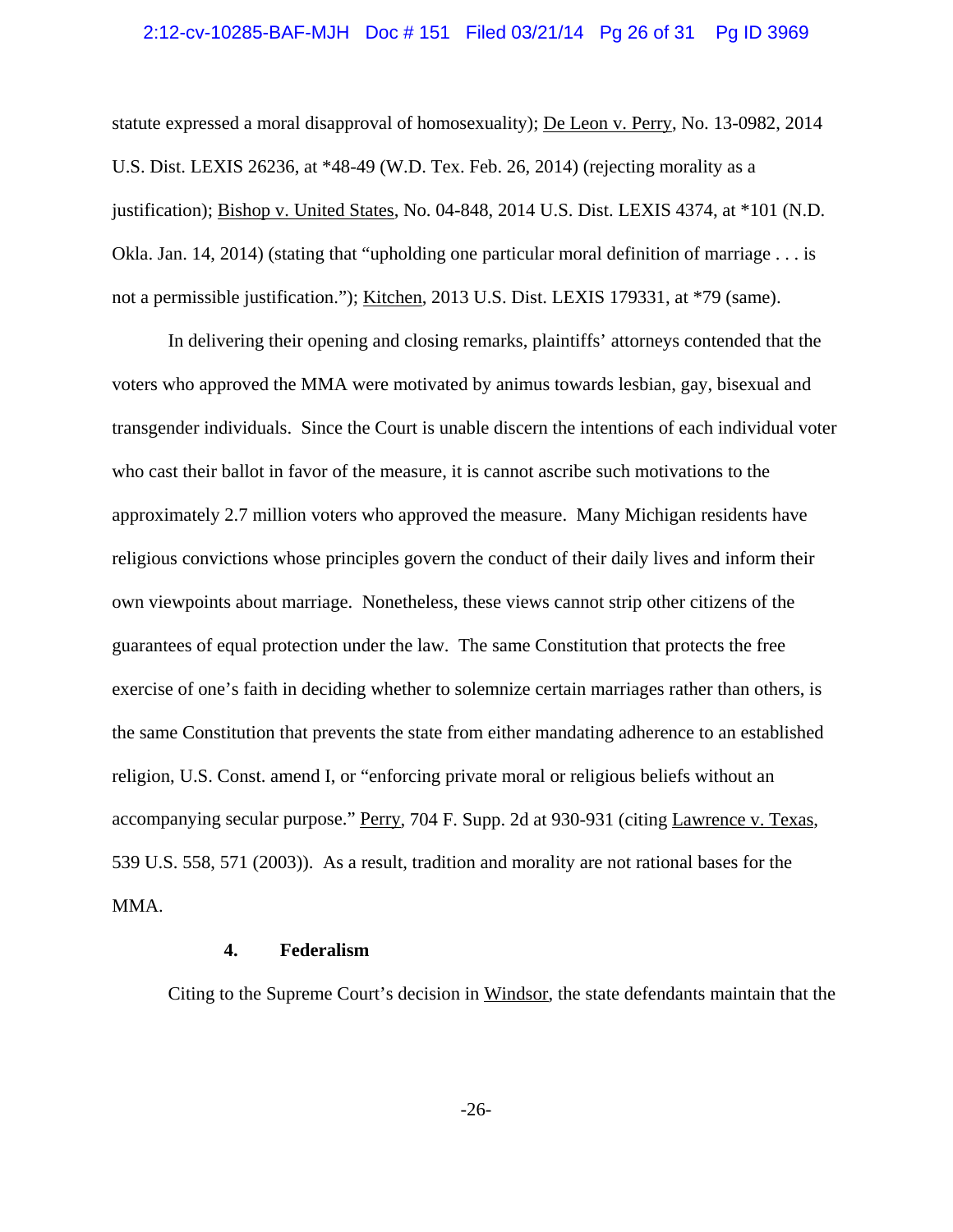statute expressed a moral disapproval of homosexuality); De Leon v. Perry, No. 13-0982, 2014 U.S. Dist. LEXIS 26236, at *48-49 (W.D. Tex. Feb. 26, 2014) (rejecting morality as a justification); Bishop v. United States, No. 04-848, 2014 U.S. Dist. LEXIS 4374, at *101 (N.D. Okla. Jan. 14, 2014) (stating that "upholding one particular moral definition of marriage . . . is not a permissible justification."); Kitchen, 2013 U.S. Dist. LEXIS 179331, at *79 (same).

In delivering their opening and closing remarks, plaintiffs' attorneys contended that the voters who approved the MMA were motivated by animus towards lesbian, gay, bisexual and transgender individuals. Since the Court is unable discern the intentions of each individual voter who cast their ballot in favor of the measure, it is cannot ascribe such motivations to the approximately 2.7 million voters who approved the measure. Many Michigan residents have religious convictions whose principles govern the conduct of their daily lives and inform their own viewpoints about marriage. Nonetheless, these views cannot strip other citizens of the guarantees of equal protection under the law. The same Constitution that protects the free exercise of one's faith in deciding whether to solemnize certain marriages rather than others, is the same Constitution that prevents the state from either mandating adherence to an established religion, U.S. Const. amend I, or "enforcing private moral or religious beliefs without an accompanying secular purpose." Perry, 704 F. Supp. 2d at 930-931 (citing Lawrence v. Texas, 539 U.S. 558, 571 (2003)). As a result, tradition and morality are not rational bases for the MMA.

### 4. Federalism

Citing to the Supreme Court's decision in Windsor, the state defendants maintain that the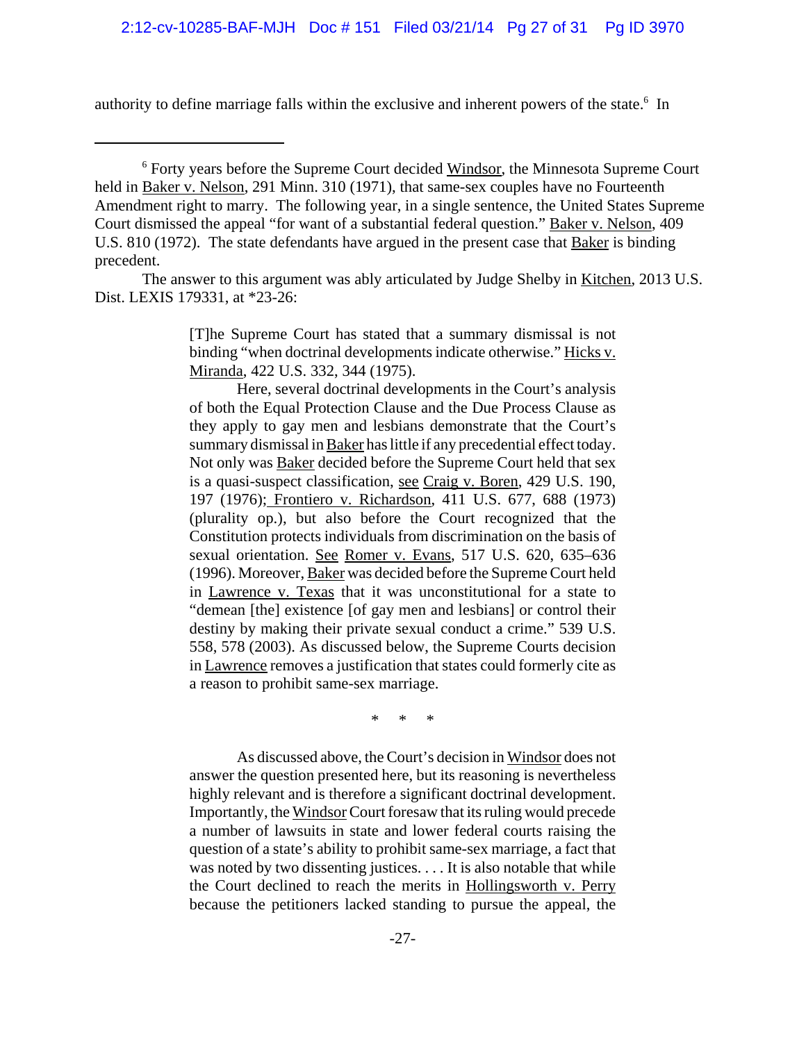authority to define marriage falls within the exclusive and inherent powers of the state.[6] In

---

[6] Forty years before the Supreme Court decided Windsor, the Minnesota Supreme Court held in Baker v. Nelson, 291 Minn. 310 (1971), that same-sex couples have no Fourteenth Amendment right to marry. The following year, in a single sentence, the United States Supreme Court dismissed the appeal "for want of a substantial federal question." Baker v. Nelson, 409 U.S. 810 (1972). The state defendants have argued in the present case that Baker is binding precedent.

The answer to this argument was ably articulated by Judge Shelby in Kitchen, 2013 U.S. Dist. LEXIS 179331, at *23-26:

> [T]he Supreme Court has stated that a summary dismissal is not binding "when doctrinal developments indicate otherwise." Hicks v. Miranda, 422 U.S. 332, 344 (1975).
>
> Here, several doctrinal developments in the Court's analysis of both the Equal Protection Clause and the Due Process Clause as they apply to gay men and lesbians demonstrate that the Court's summary dismissal in Baker has little if any precedential effect today. Not only was Baker decided before the Supreme Court held that sex is a quasi-suspect classification, see Craig v. Boren, 429 U.S. 190, 197 (1976); Frontiero v. Richardson, 411 U.S. 677, 688 (1973) (plurality op.), but also before the Court recognized that the Constitution protects individuals from discrimination on the basis of sexual orientation. See Romer v. Evans, 517 U.S. 620, 635–636 (1996). Moreover, Baker was decided before the Supreme Court held in Lawrence v. Texas that it was unconstitutional for a state to "demean [the] existence [of gay men and lesbians] or control their destiny by making their private sexual conduct a crime." 539 U.S. 558, 578 (2003). As discussed below, the Supreme Courts decision in Lawrence removes a justification that states could formerly cite as a reason to prohibit same-sex marriage.
>
> \* \* \*
>
> As discussed above, the Court's decision in Windsor does not answer the question presented here, but its reasoning is nevertheless highly relevant and is therefore a significant doctrinal development. Importantly, the Windsor Court foresaw that its ruling would precede a number of lawsuits in state and lower federal courts raising the question of a state's ability to prohibit same-sex marriage, a fact that was noted by two dissenting justices. . . . It is also notable that while the Court declined to reach the merits in Hollingsworth v. Perry because the petitioners lacked standing to pursue the appeal, the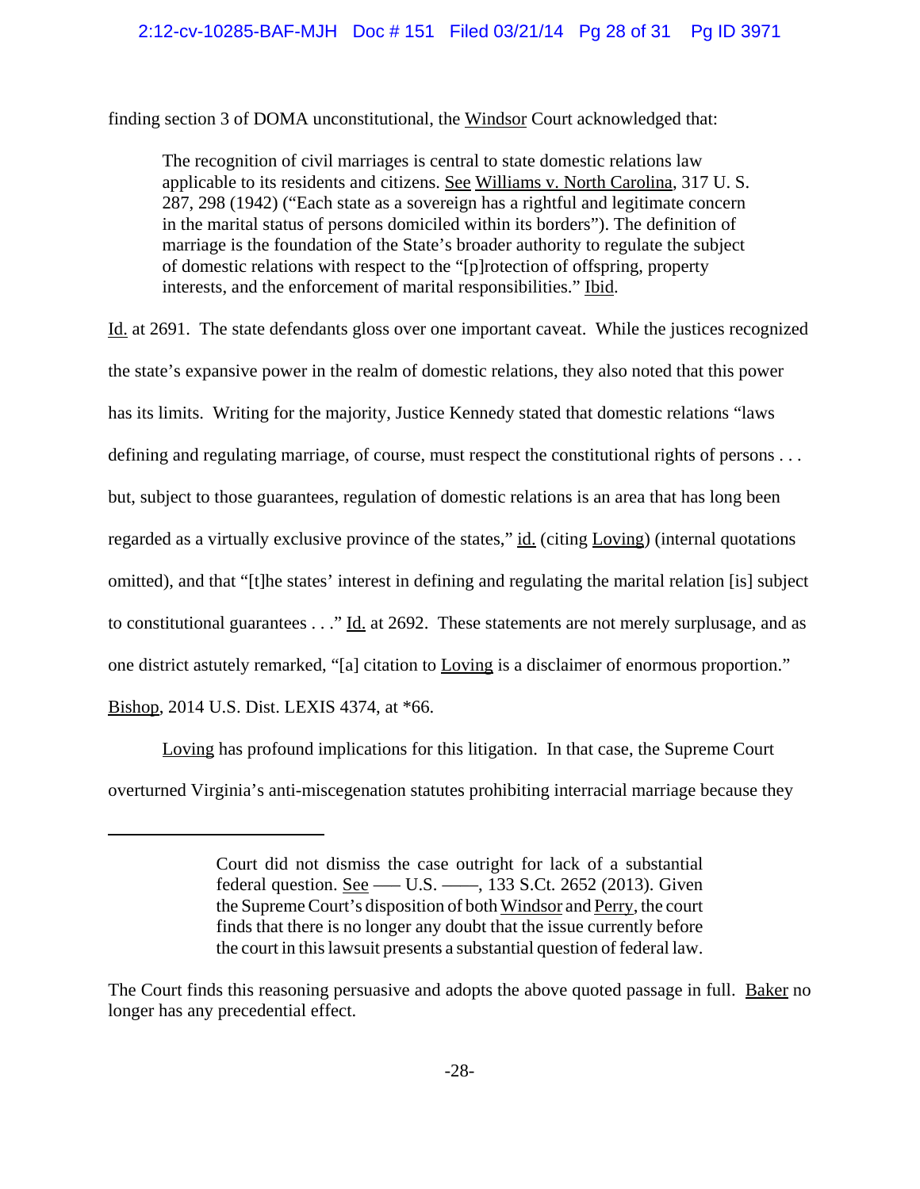finding section 3 of DOMA unconstitutional, the Windsor Court acknowledged that:

> The recognition of civil marriages is central to state domestic relations law applicable to its residents and citizens. See Williams v. North Carolina, 317 U. S. 287, 298 (1942) ("Each state as a sovereign has a rightful and legitimate concern in the marital status of persons domiciled within its borders"). The definition of marriage is the foundation of the State's broader authority to regulate the subject of domestic relations with respect to the "[p]rotection of offspring, property interests, and the enforcement of marital responsibilities." Ibid.

Id. at 2691. The state defendants gloss over one important caveat. While the justices recognized the state's expansive power in the realm of domestic relations, they also noted that this power has its limits. Writing for the majority, Justice Kennedy stated that domestic relations "laws defining and regulating marriage, of course, must respect the constitutional rights of persons . . . but, subject to those guarantees, regulation of domestic relations is an area that has long been regarded as a virtually exclusive province of the states," id. (citing Loving) (internal quotations omitted), and that "[t]he states' interest in defining and regulating the marital relation [is] subject to constitutional guarantees . . ." Id. at 2692. These statements are not merely surplusage, and as one district astutely remarked, "[a] citation to Loving is a disclaimer of enormous proportion." Bishop, 2014 U.S. Dist. LEXIS 4374, at *66.

Loving has profound implications for this litigation. In that case, the Supreme Court overturned Virginia's anti-miscegenation statutes prohibiting interracial marriage because they

---

> Court did not dismiss the case outright for lack of a substantial federal question. See ––– U.S. ––––, 133 S.Ct. 2652 (2013). Given the Supreme Court's disposition of both Windsor and Perry, the court finds that there is no longer any doubt that the issue currently before the court in this lawsuit presents a substantial question of federal law.

The Court finds this reasoning persuasive and adopts the above quoted passage in full. Baker no longer has any precedential effect.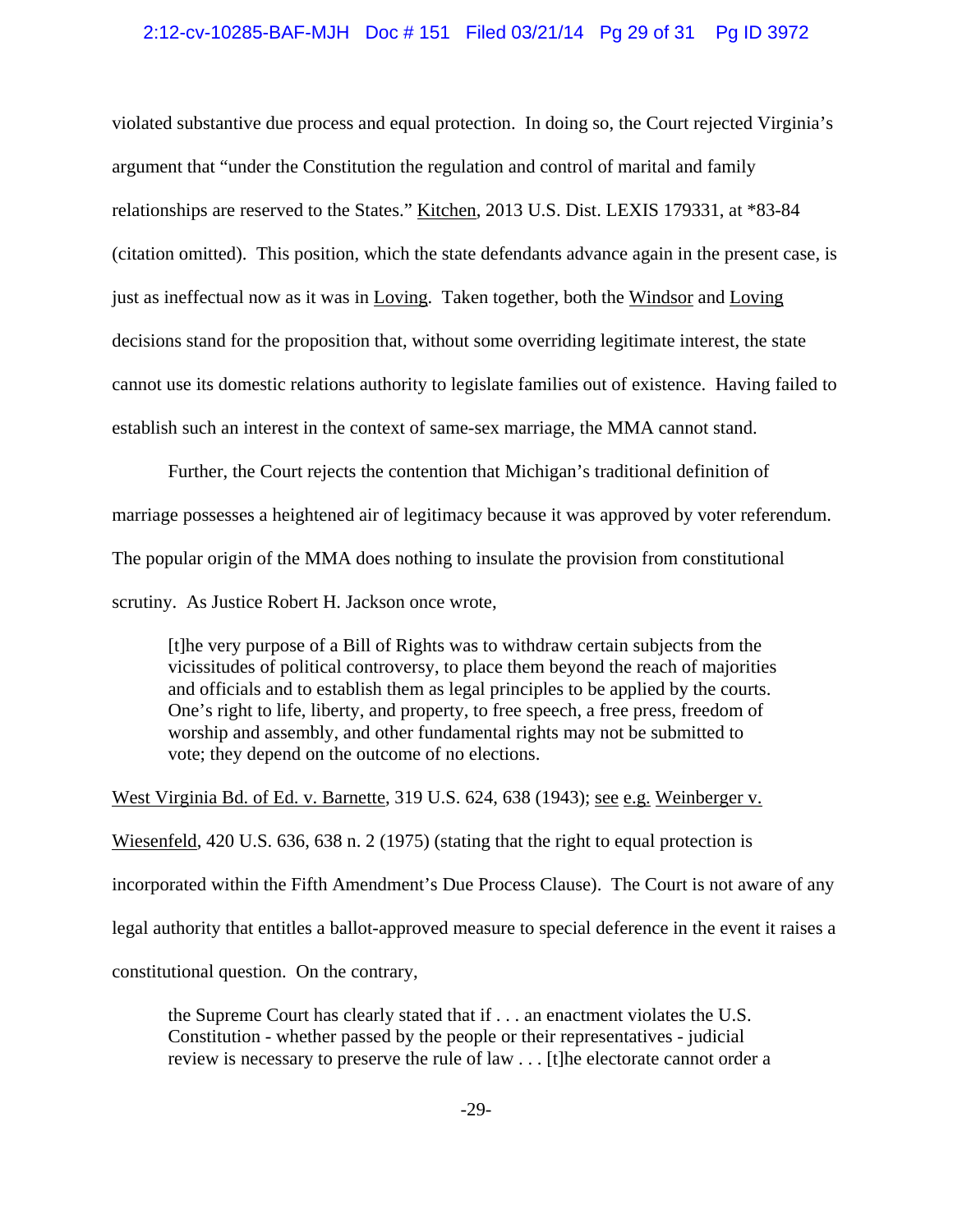violated substantive due process and equal protection. In doing so, the Court rejected Virginia's argument that "under the Constitution the regulation and control of marital and family relationships are reserved to the States." Kitchen, 2013 U.S. Dist. LEXIS 179331, at *83-84 (citation omitted). This position, which the state defendants advance again in the present case, is just as ineffectual now as it was in Loving. Taken together, both the Windsor and Loving decisions stand for the proposition that, without some overriding legitimate interest, the state cannot use its domestic relations authority to legislate families out of existence. Having failed to establish such an interest in the context of same-sex marriage, the MMA cannot stand.

Further, the Court rejects the contention that Michigan's traditional definition of marriage possesses a heightened air of legitimacy because it was approved by voter referendum. The popular origin of the MMA does nothing to insulate the provision from constitutional scrutiny. As Justice Robert H. Jackson once wrote,

> [t]he very purpose of a Bill of Rights was to withdraw certain subjects from the vicissitudes of political controversy, to place them beyond the reach of majorities and officials and to establish them as legal principles to be applied by the courts. One's right to life, liberty, and property, to free speech, a free press, freedom of worship and assembly, and other fundamental rights may not be submitted to vote; they depend on the outcome of no elections.

West Virginia Bd. of Ed. v. Barnette, 319 U.S. 624, 638 (1943); see e.g. Weinberger v. Wiesenfeld, 420 U.S. 636, 638 n. 2 (1975) (stating that the right to equal protection is incorporated within the Fifth Amendment's Due Process Clause). The Court is not aware of any legal authority that entitles a ballot-approved measure to special deference in the event it raises a constitutional question. On the contrary,

> the Supreme Court has clearly stated that if . . . an enactment violates the U.S. Constitution - whether passed by the people or their representatives - judicial review is necessary to preserve the rule of law . . . [t]he electorate cannot order a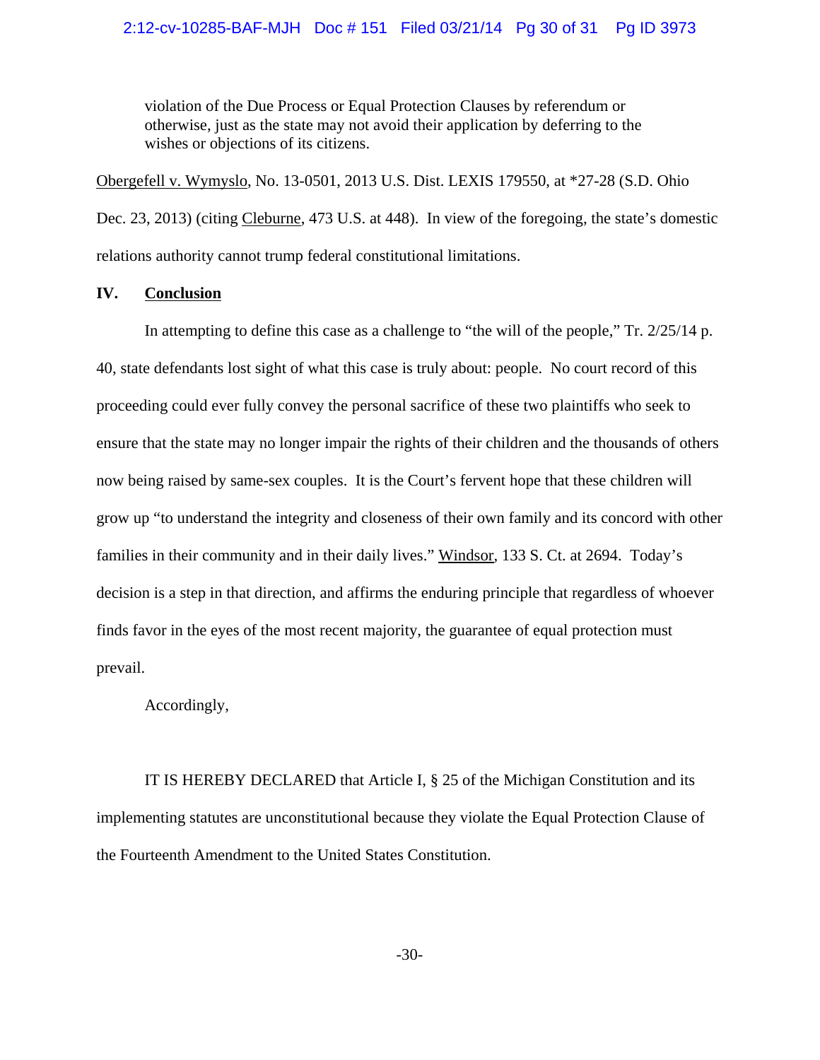> violation of the Due Process or Equal Protection Clauses by referendum or otherwise, just as the state may not avoid their application by deferring to the wishes or objections of its citizens.

Obergefell v. Wymyslo, No. 13-0501, 2013 U.S. Dist. LEXIS 179550, at *27-28 (S.D. Ohio Dec. 23, 2013) (citing Cleburne, 473 U.S. at 448). In view of the foregoing, the state's domestic relations authority cannot trump federal constitutional limitations.

## IV. Conclusion

In attempting to define this case as a challenge to "the will of the people," Tr. 2/25/14 p. 40, state defendants lost sight of what this case is truly about: people. No court record of this proceeding could ever fully convey the personal sacrifice of these two plaintiffs who seek to ensure that the state may no longer impair the rights of their children and the thousands of others now being raised by same-sex couples. It is the Court's fervent hope that these children will grow up "to understand the integrity and closeness of their own family and its concord with other families in their community and in their daily lives." Windsor, 133 S. Ct. at 2694. Today's decision is a step in that direction, and affirms the enduring principle that regardless of whoever finds favor in the eyes of the most recent majority, the guarantee of equal protection must prevail.

Accordingly,

IT IS HEREBY DECLARED that Article I, § 25 of the Michigan Constitution and its implementing statutes are unconstitutional because they violate the Equal Protection Clause of the Fourteenth Amendment to the United States Constitution.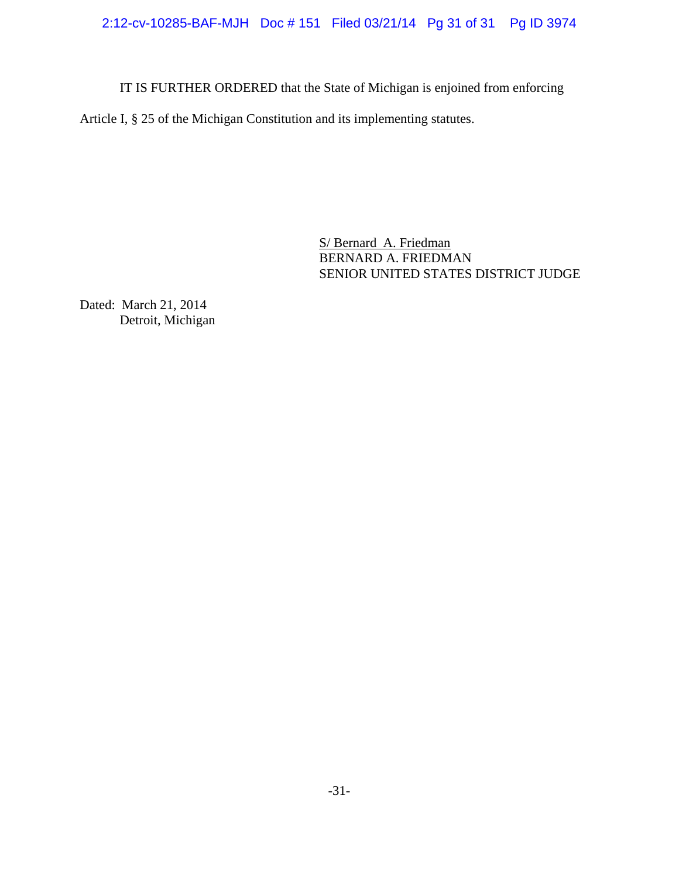IT IS FURTHER ORDERED that the State of Michigan is enjoined from enforcing Article I, § 25 of the Michigan Constitution and its implementing statutes.

S/ Bernard A. Friedman
BERNARD A. FRIEDMAN
SENIOR UNITED STATES DISTRICT JUDGE

Dated: March 21, 2014
Detroit, Michigan